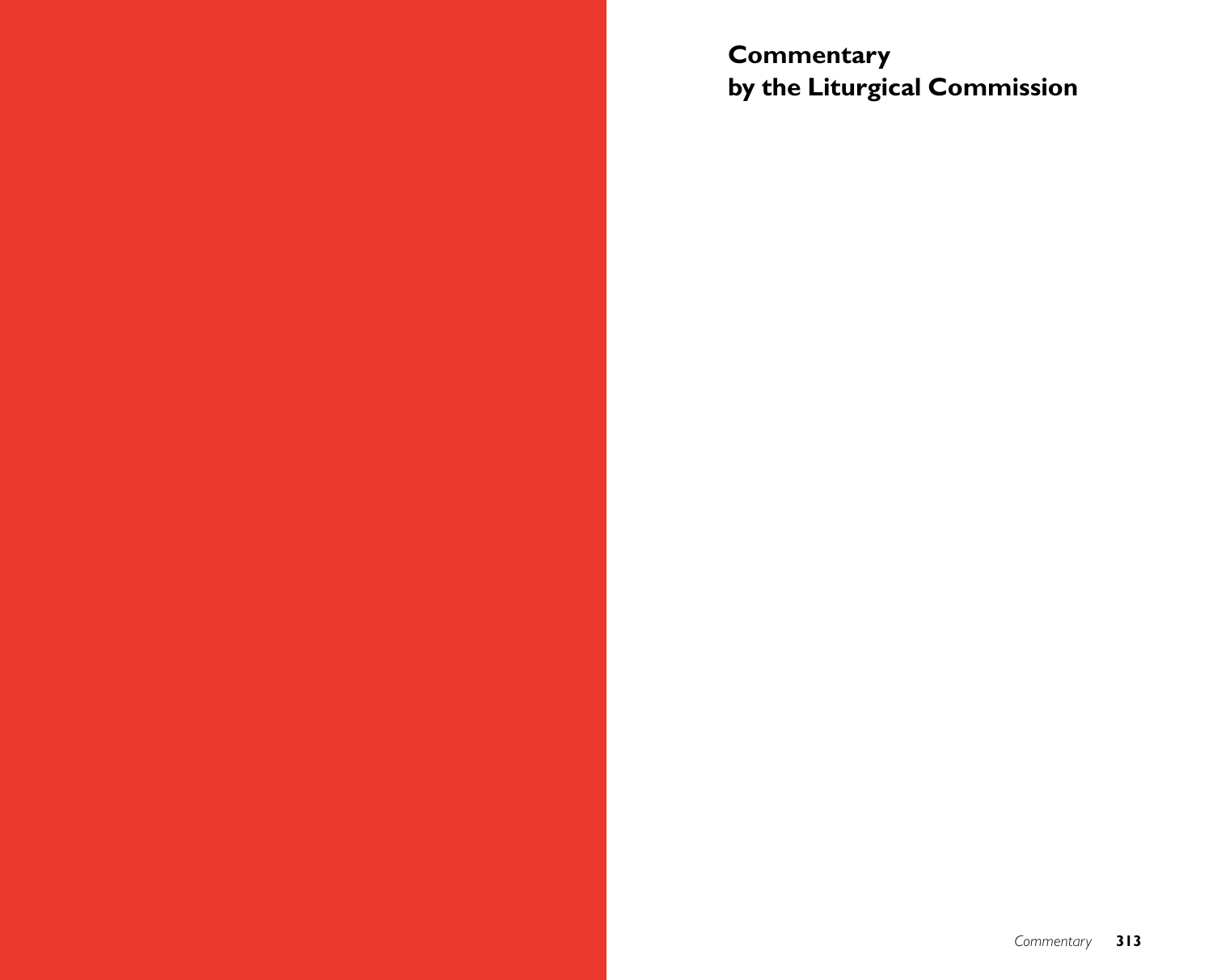# Commentary by the Liturgical Commission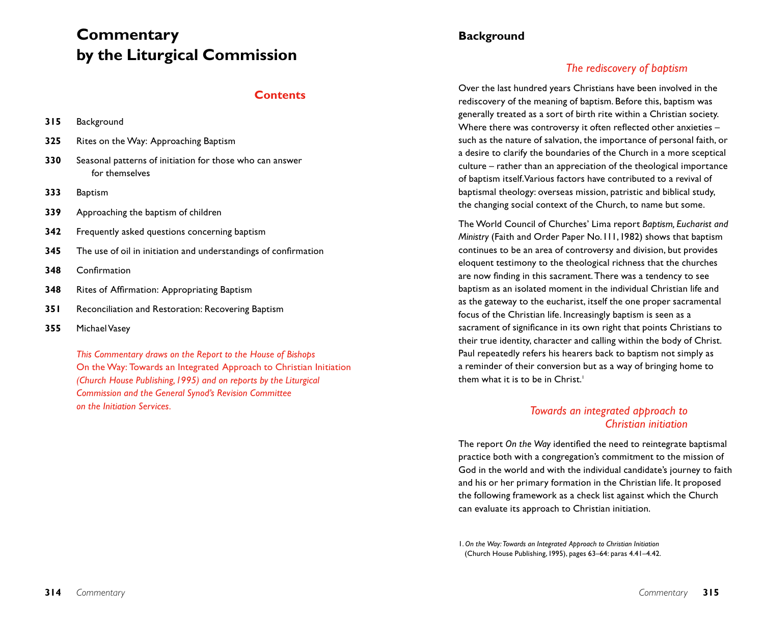# Commentary by the Liturgical Commission

## Contents

**315** Background

**325** Rites on the Way: Approaching Baptism

**330** Seasonal patterns of initiation for those who can answer for themselves

**333** Baptism

**339** Approaching the baptism of children

**342** Frequently asked questions concerning baptism

**345** The use of oil in initiation and understandings of confirmation

**348** Confirmation

**348** Rites of Affirmation: Appropriating Baptism

**351** Reconciliation and Restoration: Recovering Baptism

**355** Michael Vasey

*This Commentary draws on the Report to the House of Bishops* On the Way: Towards an Integrated Approach to Christian Initiation *(Church House Publishing, 1995) and on reports by the Liturgical Commission and the General Synod's Revision Committee on the Initiation Services.*

## Background

### *The rediscovery of baptism*

Over the last hundred years Christians have been involved in the rediscovery of the meaning of baptism. Before this, baptism was generally treated as a sort of birth rite within a Christian society. Where there was controversy it often reflected other anxieties – such as the nature of salvation, the importance of personal faith, or a desire to clarify the boundaries of the Church in a more sceptical culture – rather than an appreciation of the theological importance of baptism itself. Various factors have contributed to a revival of baptismal theology: overseas mission, patristic and biblical study, the changing social context of the Church, to name but some.

The World Council of Churches' Lima report *Baptism, Eucharist and Ministry* (Faith and Order Paper No. 111, 1982) shows that baptism continues to be an area of controversy and division, but provides eloquent testimony to the theological richness that the churches are now finding in this sacrament. There was a tendency to see baptism as an isolated moment in the individual Christian life and as the gateway to the eucharist, itself the one proper sacramental focus of the Christian life. Increasingly baptism is seen as a sacrament of significance in its own right that points Christians to their true identity, character and calling within the body of Christ. Paul repeatedly refers his hearers back to baptism not simply as a reminder of their conversion but as a way of bringing home to them what it is to be in Christ.[1]

### *Towards an integrated approach to Christian initiation*

The report *On the Way* identified the need to reintegrate baptismal practice both with a congregation's commitment to the mission of God in the world and with the individual candidate's journey to faith and his or her primary formation in the Christian life. It proposed the following framework as a check list against which the Church can evaluate its approach to Christian initiation.

1. *On the Way: Towards an Integrated Approach to Christian Initiation* (Church House Publishing, 1995), pages 63–64: paras 4.41–4.42.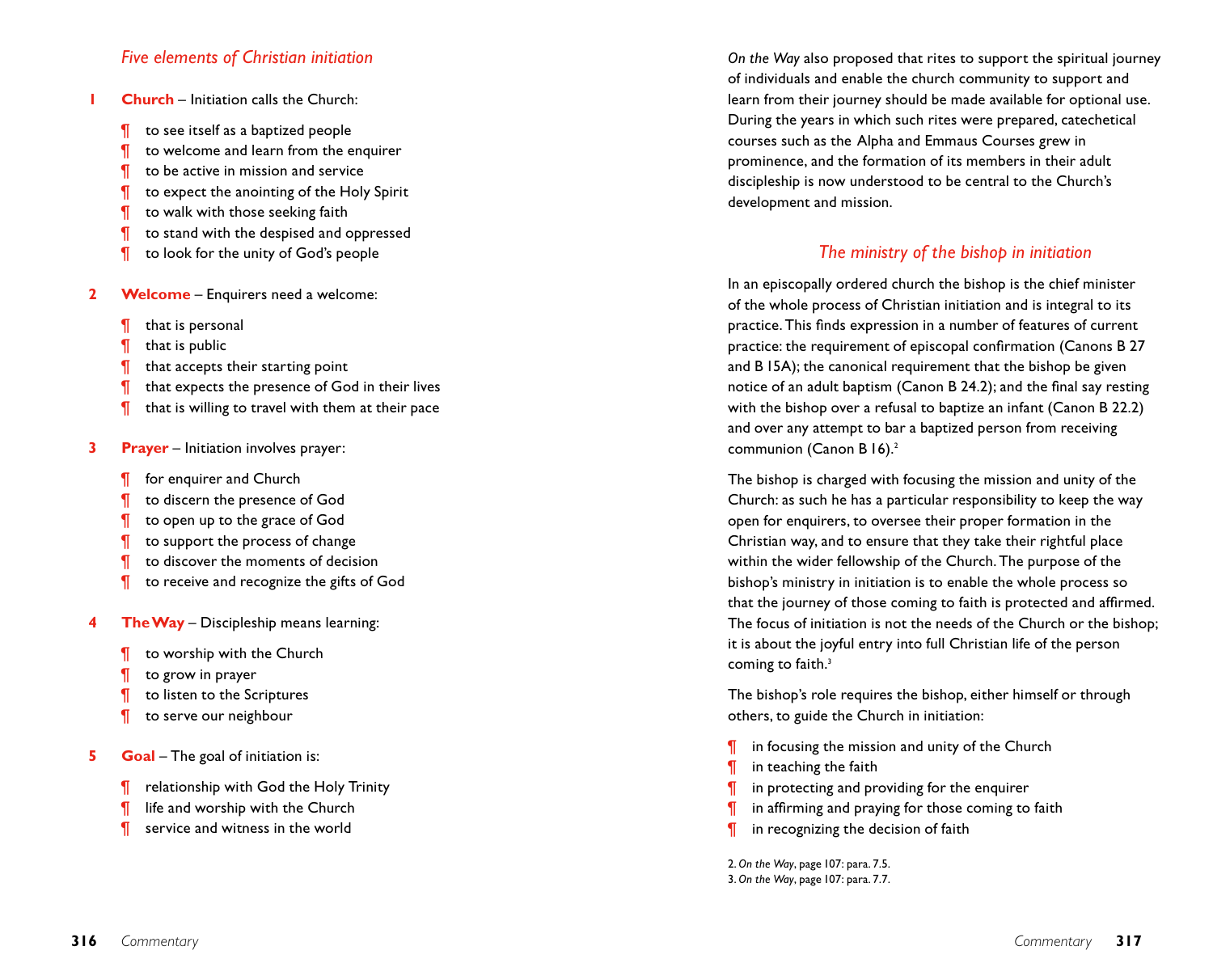### *Five elements of Christian initiation*

1. **Church** – Initiation calls the Church:
   - ¶ to see itself as a baptized people
   - ¶ to welcome and learn from the enquirer
   - ¶ to be active in mission and service
   - ¶ to expect the anointing of the Holy Spirit
   - ¶ to walk with those seeking faith
   - ¶ to stand with the despised and oppressed
   - ¶ to look for the unity of God's people

2. **Welcome** – Enquirers need a welcome:
   - ¶ that is personal
   - ¶ that is public
   - ¶ that accepts their starting point
   - ¶ that expects the presence of God in their lives
   - ¶ that is willing to travel with them at their pace

3. **Prayer** – Initiation involves prayer:
   - ¶ for enquirer and Church
   - ¶ to discern the presence of God
   - ¶ to open up to the grace of God
   - ¶ to support the process of change
   - ¶ to discover the moments of decision
   - ¶ to receive and recognize the gifts of God

4. **The Way** – Discipleship means learning:
   - ¶ to worship with the Church
   - ¶ to grow in prayer
   - ¶ to listen to the Scriptures
   - ¶ to serve our neighbour

5. **Goal** – The goal of initiation is:
   - ¶ relationship with God the Holy Trinity
   - ¶ life and worship with the Church
   - ¶ service and witness in the world

*On the Way* also proposed that rites to support the spiritual journey of individuals and enable the church community to support and learn from their journey should be made available for optional use. During the years in which such rites were prepared, catechetical courses such as the Alpha and Emmaus Courses grew in prominence, and the formation of its members in their adult discipleship is now understood to be central to the Church's development and mission.

### *The ministry of the bishop in initiation*

In an episcopally ordered church the bishop is the chief minister of the whole process of Christian initiation and is integral to its practice. This finds expression in a number of features of current practice: the requirement of episcopal confirmation (Canons B 27 and B 15A); the canonical requirement that the bishop be given notice of an adult baptism (Canon B 24.2); and the final say resting with the bishop over a refusal to baptize an infant (Canon B 22.2) and over any attempt to bar a baptized person from receiving communion (Canon B 16).[2]

The bishop is charged with focusing the mission and unity of the Church: as such he has a particular responsibility to keep the way open for enquirers, to oversee their proper formation in the Christian way, and to ensure that they take their rightful place within the wider fellowship of the Church. The purpose of the bishop's ministry in initiation is to enable the whole process so that the journey of those coming to faith is protected and affirmed. The focus of initiation is not the needs of the Church or the bishop; it is about the joyful entry into full Christian life of the person coming to faith.[3]

The bishop's role requires the bishop, either himself or through others, to guide the Church in initiation:

- ¶ in focusing the mission and unity of the Church
- ¶ in teaching the faith
- ¶ in protecting and providing for the enquirer
- ¶ in affirming and praying for those coming to faith
- ¶ in recognizing the decision of faith

2. *On the Way*, page 107: para. 7.5.
3. *On the Way*, page 107: para. 7.7.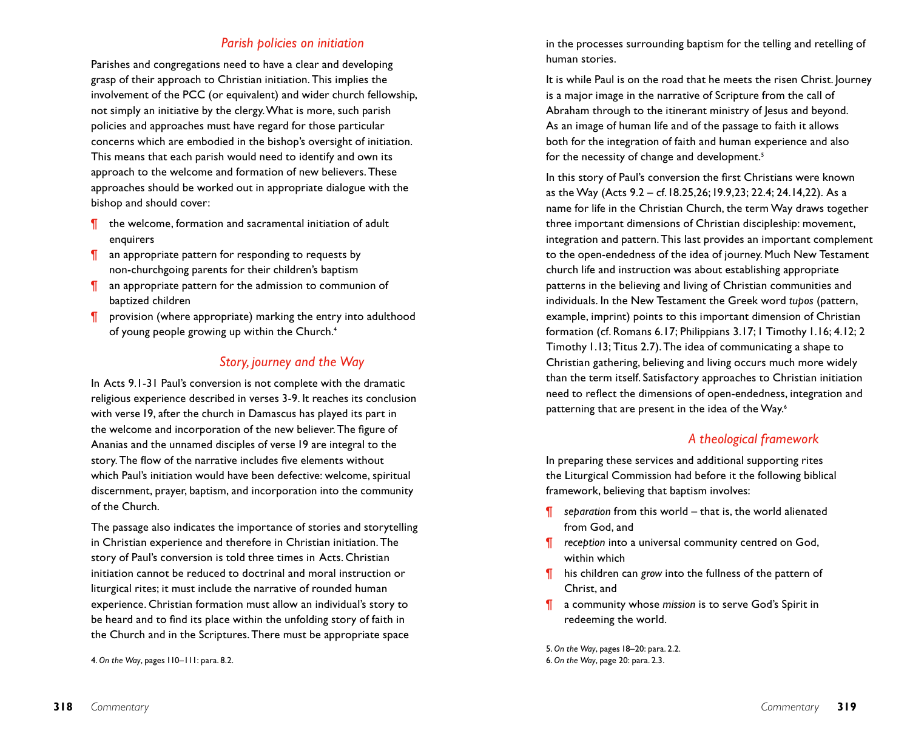## Parish policies on initiation

Parishes and congregations need to have a clear and developing grasp of their approach to Christian initiation. This implies the involvement of the PCC (or equivalent) and wider church fellowship, not simply an initiative by the clergy. What is more, such parish policies and approaches must have regard for those particular concerns which are embodied in the bishop's oversight of initiation. This means that each parish would need to identify and own its approach to the welcome and formation of new believers. These approaches should be worked out in appropriate dialogue with the bishop and should cover:

- the welcome, formation and sacramental initiation of adult enquirers
- an appropriate pattern for responding to requests by non-churchgoing parents for their children's baptism
- an appropriate pattern for the admission to communion of baptized children
- provision (where appropriate) marking the entry into adulthood of young people growing up within the Church.[4]

## Story, journey and the Way

In Acts 9.1-31 Paul's conversion is not complete with the dramatic religious experience described in verses 3-9. It reaches its conclusion with verse 19, after the church in Damascus has played its part in the welcome and incorporation of the new believer. The figure of Ananias and the unnamed disciples of verse 19 are integral to the story. The flow of the narrative includes five elements without which Paul's initiation would have been defective: welcome, spiritual discernment, prayer, baptism, and incorporation into the community of the Church.

The passage also indicates the importance of stories and storytelling in Christian experience and therefore in Christian initiation. The story of Paul's conversion is told three times in Acts. Christian initiation cannot be reduced to doctrinal and moral instruction or liturgical rites; it must include the narrative of rounded human experience. Christian formation must allow an individual's story to be heard and to find its place within the unfolding story of faith in the Church and in the Scriptures. There must be appropriate space in the processes surrounding baptism for the telling and retelling of human stories.

It is while Paul is on the road that he meets the risen Christ. Journey is a major image in the narrative of Scripture from the call of Abraham through to the itinerant ministry of Jesus and beyond. As an image of human life and of the passage to faith it allows both for the integration of faith and human experience and also for the necessity of change and development.[5]

In this story of Paul's conversion the first Christians were known as the Way (Acts 9.2 – cf. 18.25,26; 19.9,23; 22.4; 24.14,22). As a name for life in the Christian Church, the term Way draws together three important dimensions of Christian discipleship: movement, integration and pattern. This last provides an important complement to the open-endedness of the idea of journey. Much New Testament church life and instruction was about establishing appropriate patterns in the believing and living of Christian communities and individuals. In the New Testament the Greek word *tupos* (pattern, example, imprint) points to this important dimension of Christian formation (cf. Romans 6.17; Philippians 3.17; 1 Timothy 1.16; 4.12; 2 Timothy 1.13; Titus 2.7). The idea of communicating a shape to Christian gathering, believing and living occurs much more widely than the term itself. Satisfactory approaches to Christian initiation need to reflect the dimensions of open-endedness, integration and patterning that are present in the idea of the Way.[6]

## A theological framework

In preparing these services and additional supporting rites the Liturgical Commission had before it the following biblical framework, believing that baptism involves:

- *separation* from this world – that is, the world alienated from God, and
- *reception* into a universal community centred on God, within which
- his children can *grow* into the fullness of the pattern of Christ, and
- a community whose *mission* is to serve God's Spirit in redeeming the world.

4. *On the Way*, pages 110–111: para. 8.2.

5. *On the Way*, pages 18–20: para. 2.2.

6. *On the Way*, page 20: para. 2.3.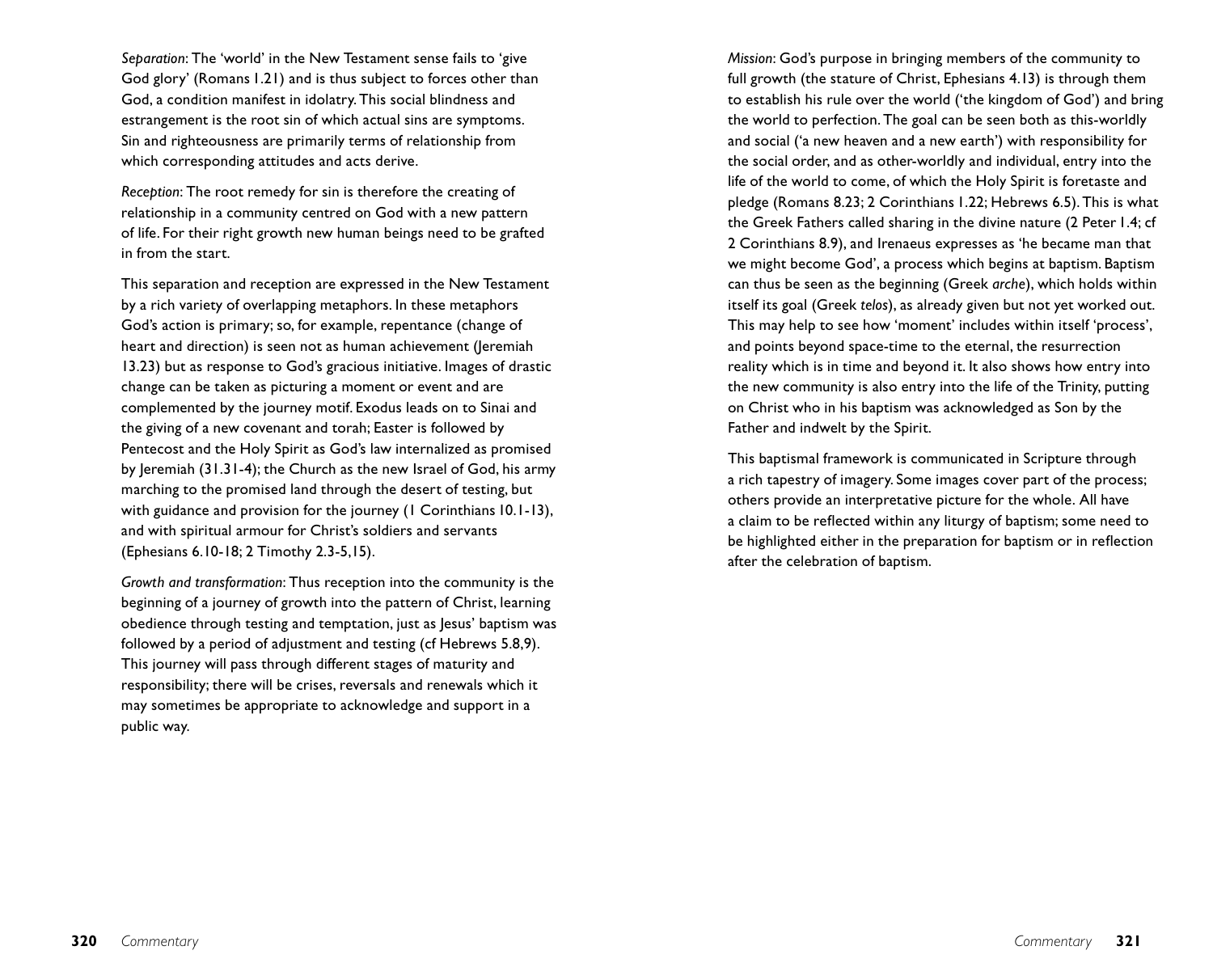*Separation*: The 'world' in the New Testament sense fails to 'give God glory' (Romans 1.21) and is thus subject to forces other than God, a condition manifest in idolatry. This social blindness and estrangement is the root sin of which actual sins are symptoms. Sin and righteousness are primarily terms of relationship from which corresponding attitudes and acts derive.

*Reception*: The root remedy for sin is therefore the creating of relationship in a community centred on God with a new pattern of life. For their right growth new human beings need to be grafted in from the start.

This separation and reception are expressed in the New Testament by a rich variety of overlapping metaphors. In these metaphors God's action is primary; so, for example, repentance (change of heart and direction) is seen not as human achievement (Jeremiah 13.23) but as response to God's gracious initiative. Images of drastic change can be taken as picturing a moment or event and are complemented by the journey motif. Exodus leads on to Sinai and the giving of a new covenant and torah; Easter is followed by Pentecost and the Holy Spirit as God's law internalized as promised by Jeremiah (31.31-4); the Church as the new Israel of God, his army marching to the promised land through the desert of testing, but with guidance and provision for the journey (1 Corinthians 10.1-13), and with spiritual armour for Christ's soldiers and servants (Ephesians 6.10-18; 2 Timothy 2.3-5,15).

*Growth and transformation*: Thus reception into the community is the beginning of a journey of growth into the pattern of Christ, learning obedience through testing and temptation, just as Jesus' baptism was followed by a period of adjustment and testing (cf Hebrews 5.8,9). This journey will pass through different stages of maturity and responsibility; there will be crises, reversals and renewals which it may sometimes be appropriate to acknowledge and support in a public way.

*Mission*: God's purpose in bringing members of the community to full growth (the stature of Christ, Ephesians 4.13) is through them to establish his rule over the world ('the kingdom of God') and bring the world to perfection. The goal can be seen both as this-worldly and social ('a new heaven and a new earth') with responsibility for the social order, and as other-worldly and individual, entry into the life of the world to come, of which the Holy Spirit is foretaste and pledge (Romans 8.23; 2 Corinthians 1.22; Hebrews 6.5). This is what the Greek Fathers called sharing in the divine nature (2 Peter 1.4; cf 2 Corinthians 8.9), and Irenaeus expresses as 'he became man that we might become God', a process which begins at baptism. Baptism can thus be seen as the beginning (Greek *arche*), which holds within itself its goal (Greek *telos*), as already given but not yet worked out. This may help to see how 'moment' includes within itself 'process', and points beyond space-time to the eternal, the resurrection reality which is in time and beyond it. It also shows how entry into the new community is also entry into the life of the Trinity, putting on Christ who in his baptism was acknowledged as Son by the Father and indwelt by the Spirit.

This baptismal framework is communicated in Scripture through a rich tapestry of imagery. Some images cover part of the process; others provide an interpretative picture for the whole. All have a claim to be reflected within any liturgy of baptism; some need to be highlighted either in the preparation for baptism or in reflection after the celebration of baptism.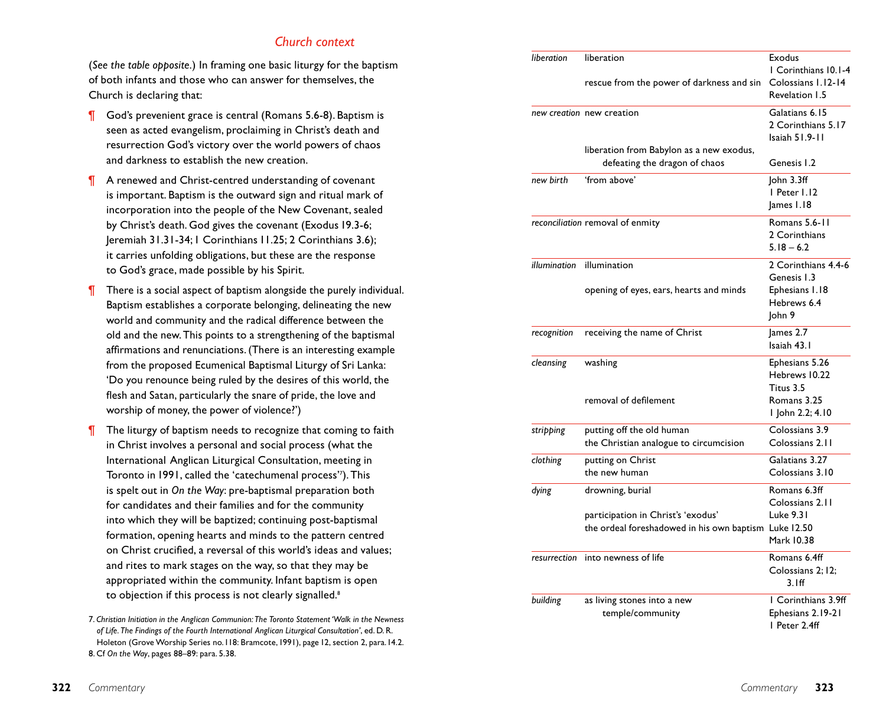## *Church context*

(*See the table opposite.*) In framing one basic liturgy for the baptism of both infants and those who can answer for themselves, the Church is declaring that:

¶ God's prevenient grace is central (Romans 5.6-8). Baptism is seen as acted evangelism, proclaiming in Christ's death and resurrection God's victory over the world powers of chaos and darkness to establish the new creation.

¶ A renewed and Christ-centred understanding of covenant is important. Baptism is the outward sign and ritual mark of incorporation into the people of the New Covenant, sealed by Christ's death. God gives the covenant (Exodus 19.3-6; Jeremiah 31.31-34; 1 Corinthians 11.25; 2 Corinthians 3.6); it carries unfolding obligations, but these are the response to God's grace, made possible by his Spirit.

¶ There is a social aspect of baptism alongside the purely individual. Baptism establishes a corporate belonging, delineating the new world and community and the radical difference between the old and the new. This points to a strengthening of the baptismal affirmations and renunciations. (There is an interesting example from the proposed Ecumenical Baptismal Liturgy of Sri Lanka: 'Do you renounce being ruled by the desires of this world, the flesh and Satan, particularly the snare of pride, the love and worship of money, the power of violence?')

¶ The liturgy of baptism needs to recognize that coming to faith in Christ involves a personal and social process (what the International Anglican Liturgical Consultation, meeting in Toronto in 1991, called the 'catechumenal process'[7]). This is spelt out in *On the Way*: pre-baptismal preparation both for candidates and their families and for the community into which they will be baptized; continuing post-baptismal formation, opening hearts and minds to the pattern centred on Christ crucified, a reversal of this world's ideas and values; and rites to mark stages on the way, so that they may be appropriated within the community. Infant baptism is open to objection if this process is not clearly signalled.[8]

7. *Christian Initiation in the Anglican Communion: The Toronto Statement 'Walk in the Newness of Life. The Findings of the Fourth International Anglican Liturgical Consultation'*, ed. D. R. Holeton (Grove Worship Series no. 118: Bramcote, 1991), page 12, section 2, para. 14.2.

8. Cf *On the Way*, pages 88–89: para. 5.38.

| | | |
|---|---|---|
| *liberation* | liberation | Exodus<br>1 Corinthians 10.1-4 |
| | rescue from the power of darkness and sin | Colossians 1.12-14<br>Revelation 1.5 |
| *new creation* | new creation | Galatians 6.15<br>2 Corinthians 5.17<br>Isaiah 51.9-11 |
| | liberation from Babylon as a new exodus, defeating the dragon of chaos | Genesis 1.2 |
| *new birth* | 'from above' | John 3.3ff<br>1 Peter 1.12<br>James 1.18 |
| *reconciliation* | removal of enmity | Romans 5.6-11<br>2 Corinthians 5.18 – 6.2 |
| *illumination* | illumination | 2 Corinthians 4.4-6<br>Genesis 1.3 |
| | opening of eyes, ears, hearts and minds | Ephesians 1.18<br>Hebrews 6.4<br>John 9 |
| *recognition* | receiving the name of Christ | James 2.7<br>Isaiah 43.1 |
| *cleansing* | washing | Ephesians 5.26<br>Hebrews 10.22<br>Titus 3.5 |
| | removal of defilement | Romans 3.25<br>1 John 2.2; 4.10 |
| *stripping* | putting off the old human | Colossians 3.9 |
| | the Christian analogue to circumcision | Colossians 2.11 |
| *clothing* | putting on Christ | Galatians 3.27 |
| | the new human | Colossians 3.10 |
| *dying* | drowning, burial | Romans 6.3ff<br>Colossians 2.11 |
| | participation in Christ's 'exodus' | Luke 9.31 |
| | the ordeal foreshadowed in his own baptism | Luke 12.50<br>Mark 10.38 |
| *resurrection* | into newness of life | Romans 6.4ff<br>Colossians 2; 12; 3.1ff |
| *building* | as living stones into a new temple/community | 1 Corinthians 3.9ff<br>Ephesians 2.19-21<br>1 Peter 2.4ff |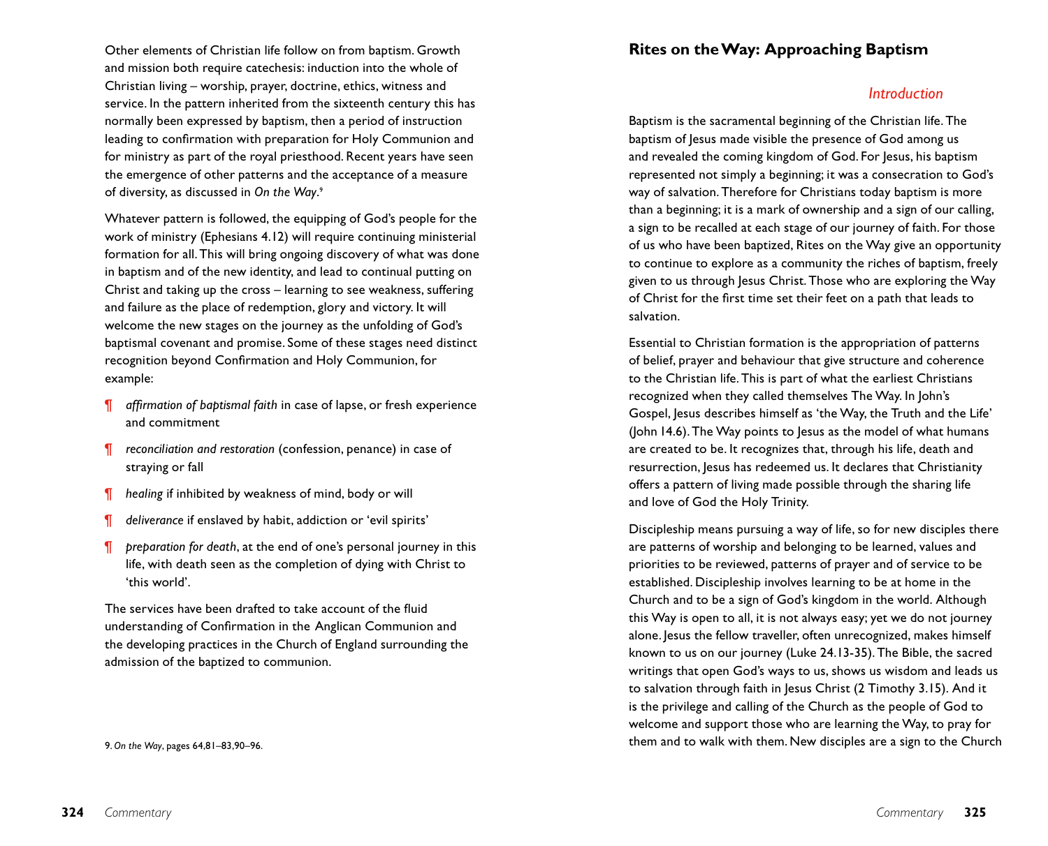Other elements of Christian life follow on from baptism. Growth and mission both require catechesis: induction into the whole of Christian living – worship, prayer, doctrine, ethics, witness and service. In the pattern inherited from the sixteenth century this has normally been expressed by baptism, then a period of instruction leading to confirmation with preparation for Holy Communion and for ministry as part of the royal priesthood. Recent years have seen the emergence of other patterns and the acceptance of a measure of diversity, as discussed in *On the Way*.[9]

Whatever pattern is followed, the equipping of God's people for the work of ministry (Ephesians 4.12) will require continuing ministerial formation for all. This will bring ongoing discovery of what was done in baptism and of the new identity, and lead to continual putting on Christ and taking up the cross – learning to see weakness, suffering and failure as the place of redemption, glory and victory. It will welcome the new stages on the journey as the unfolding of God's baptismal covenant and promise. Some of these stages need distinct recognition beyond Confirmation and Holy Communion, for example:

¶ *affirmation of baptismal faith* in case of lapse, or fresh experience and commitment

¶ *reconciliation and restoration* (confession, penance) in case of straying or fall

¶ *healing* if inhibited by weakness of mind, body or will

¶ *deliverance* if enslaved by habit, addiction or 'evil spirits'

¶ *preparation for death*, at the end of one's personal journey in this life, with death seen as the completion of dying with Christ to 'this world'.

The services have been drafted to take account of the fluid understanding of Confirmation in the Anglican Communion and the developing practices in the Church of England surrounding the admission of the baptized to communion.

9. *On the Way*, pages 64,81–83,90–96.

## Rites on the Way: Approaching Baptism

### *Introduction*

Baptism is the sacramental beginning of the Christian life. The baptism of Jesus made visible the presence of God among us and revealed the coming kingdom of God. For Jesus, his baptism represented not simply a beginning; it was a consecration to God's way of salvation. Therefore for Christians today baptism is more than a beginning; it is a mark of ownership and a sign of our calling, a sign to be recalled at each stage of our journey of faith. For those of us who have been baptized, Rites on the Way give an opportunity to continue to explore as a community the riches of baptism, freely given to us through Jesus Christ. Those who are exploring the Way of Christ for the first time set their feet on a path that leads to salvation.

Essential to Christian formation is the appropriation of patterns of belief, prayer and behaviour that give structure and coherence to the Christian life. This is part of what the earliest Christians recognized when they called themselves The Way. In John's Gospel, Jesus describes himself as 'the Way, the Truth and the Life' (John 14.6). The Way points to Jesus as the model of what humans are created to be. It recognizes that, through his life, death and resurrection, Jesus has redeemed us. It declares that Christianity offers a pattern of living made possible through the sharing life and love of God the Holy Trinity.

Discipleship means pursuing a way of life, so for new disciples there are patterns of worship and belonging to be learned, values and priorities to be reviewed, patterns of prayer and of service to be established. Discipleship involves learning to be at home in the Church and to be a sign of God's kingdom in the world. Although this Way is open to all, it is not always easy; yet we do not journey alone. Jesus the fellow traveller, often unrecognized, makes himself known to us on our journey (Luke 24.13-35). The Bible, the sacred writings that open God's ways to us, shows us wisdom and leads us to salvation through faith in Jesus Christ (2 Timothy 3.15). And it is the privilege and calling of the Church as the people of God to welcome and support those who are learning the Way, to pray for them and to walk with them. New disciples are a sign to the Church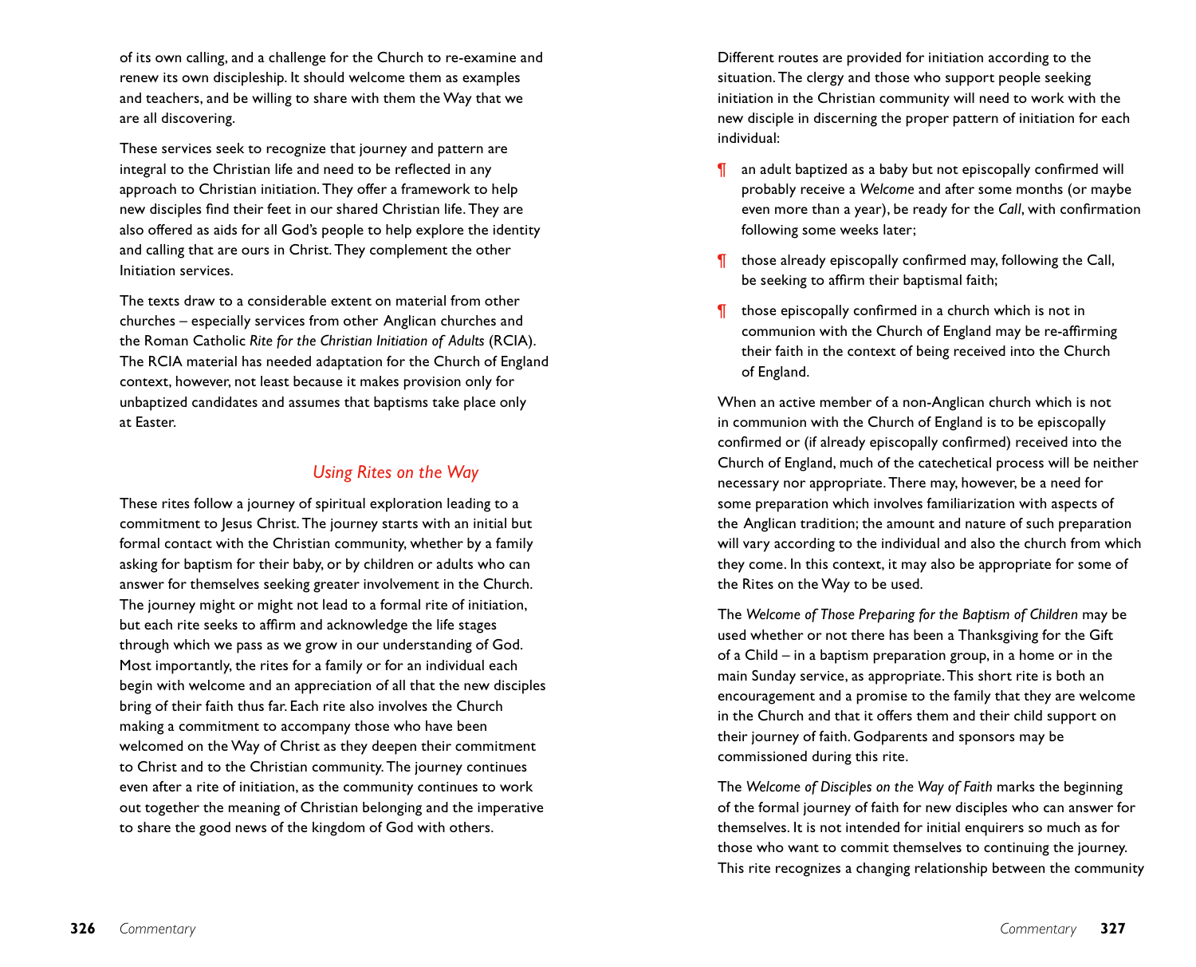of its own calling, and a challenge for the Church to re-examine and renew its own discipleship. It should welcome them as examples and teachers, and be willing to share with them the Way that we are all discovering.

These services seek to recognize that journey and pattern are integral to the Christian life and need to be reflected in any approach to Christian initiation. They offer a framework to help new disciples find their feet in our shared Christian life. They are also offered as aids for all God's people to help explore the identity and calling that are ours in Christ. They complement the other Initiation services.

The texts draw to a considerable extent on material from other churches – especially services from other Anglican churches and the Roman Catholic *Rite for the Christian Initiation of Adults* (RCIA). The RCIA material has needed adaptation for the Church of England context, however, not least because it makes provision only for unbaptized candidates and assumes that baptisms take place only at Easter.

## *Using Rites on the Way*

These rites follow a journey of spiritual exploration leading to a commitment to Jesus Christ. The journey starts with an initial but formal contact with the Christian community, whether by a family asking for baptism for their baby, or by children or adults who can answer for themselves seeking greater involvement in the Church. The journey might or might not lead to a formal rite of initiation, but each rite seeks to affirm and acknowledge the life stages through which we pass as we grow in our understanding of God. Most importantly, the rites for a family or for an individual each begin with welcome and an appreciation of all that the new disciples bring of their faith thus far. Each rite also involves the Church making a commitment to accompany those who have been welcomed on the Way of Christ as they deepen their commitment to Christ and to the Christian community. The journey continues even after a rite of initiation, as the community continues to work out together the meaning of Christian belonging and the imperative to share the good news of the kingdom of God with others.

Different routes are provided for initiation according to the situation. The clergy and those who support people seeking initiation in the Christian community will need to work with the new disciple in discerning the proper pattern of initiation for each individual:

¶ an adult baptized as a baby but not episcopally confirmed will probably receive a *Welcome* and after some months (or maybe even more than a year), be ready for the *Call*, with confirmation following some weeks later;

¶ those already episcopally confirmed may, following the Call, be seeking to affirm their baptismal faith;

¶ those episcopally confirmed in a church which is not in communion with the Church of England may be re-affirming their faith in the context of being received into the Church of England.

When an active member of a non-Anglican church which is not in communion with the Church of England is to be episcopally confirmed or (if already episcopally confirmed) received into the Church of England, much of the catechetical process will be neither necessary nor appropriate. There may, however, be a need for some preparation which involves familiarization with aspects of the Anglican tradition; the amount and nature of such preparation will vary according to the individual and also the church from which they come. In this context, it may also be appropriate for some of the Rites on the Way to be used.

The *Welcome of Those Preparing for the Baptism of Children* may be used whether or not there has been a Thanksgiving for the Gift of a Child – in a baptism preparation group, in a home or in the main Sunday service, as appropriate. This short rite is both an encouragement and a promise to the family that they are welcome in the Church and that it offers them and their child support on their journey of faith. Godparents and sponsors may be commissioned during this rite.

The *Welcome of Disciples on the Way of Faith* marks the beginning of the formal journey of faith for new disciples who can answer for themselves. It is not intended for initial enquirers so much as for those who want to commit themselves to continuing the journey. This rite recognizes a changing relationship between the community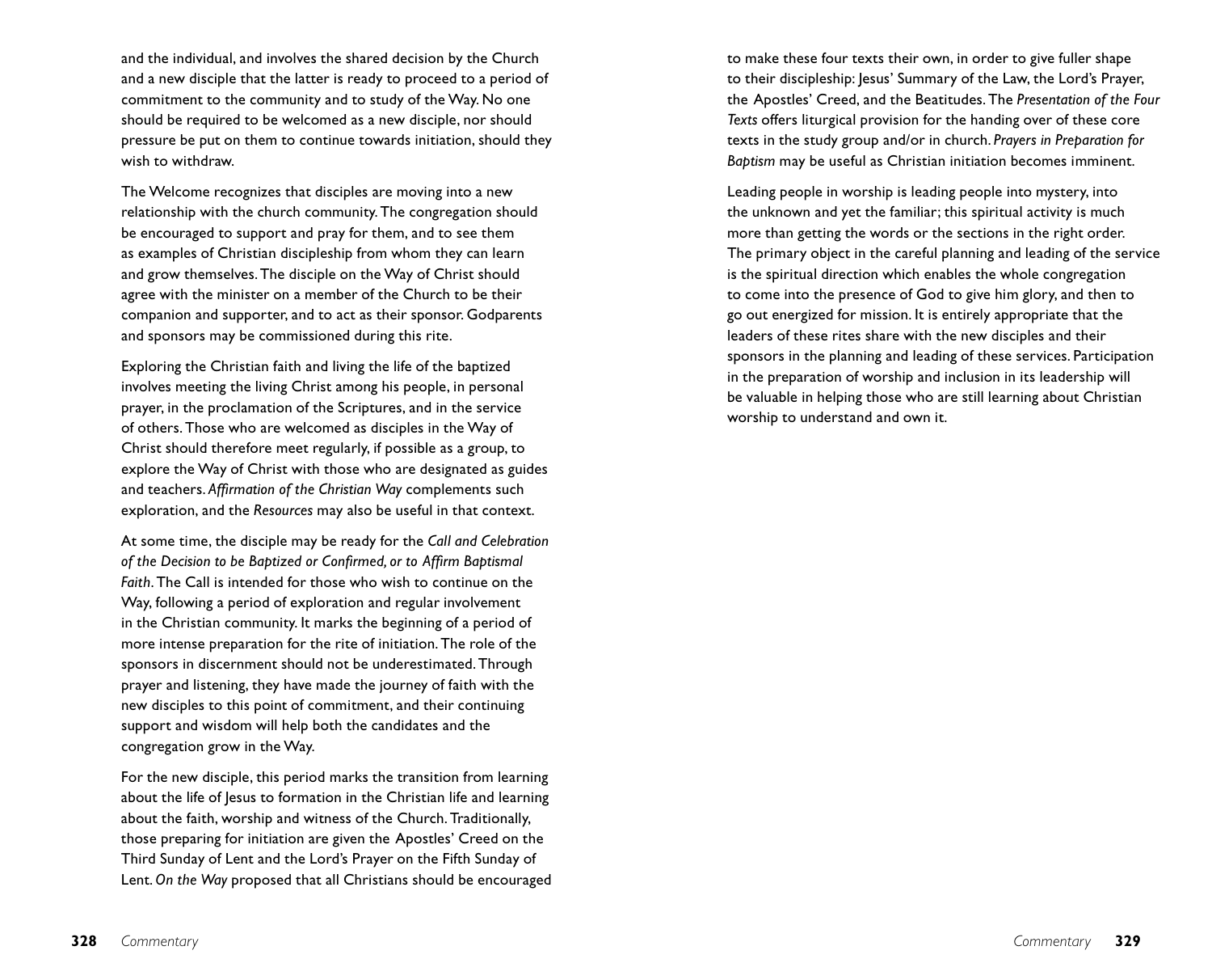and the individual, and involves the shared decision by the Church and a new disciple that the latter is ready to proceed to a period of commitment to the community and to study of the Way. No one should be required to be welcomed as a new disciple, nor should pressure be put on them to continue towards initiation, should they wish to withdraw.

The Welcome recognizes that disciples are moving into a new relationship with the church community. The congregation should be encouraged to support and pray for them, and to see them as examples of Christian discipleship from whom they can learn and grow themselves. The disciple on the Way of Christ should agree with the minister on a member of the Church to be their companion and supporter, and to act as their sponsor. Godparents and sponsors may be commissioned during this rite.

Exploring the Christian faith and living the life of the baptized involves meeting the living Christ among his people, in personal prayer, in the proclamation of the Scriptures, and in the service of others. Those who are welcomed as disciples in the Way of Christ should therefore meet regularly, if possible as a group, to explore the Way of Christ with those who are designated as guides and teachers. *Affirmation of the Christian Way* complements such exploration, and the *Resources* may also be useful in that context.

At some time, the disciple may be ready for the *Call and Celebration of the Decision to be Baptized or Confirmed, or to Affirm Baptismal Faith*. The Call is intended for those who wish to continue on the Way, following a period of exploration and regular involvement in the Christian community. It marks the beginning of a period of more intense preparation for the rite of initiation. The role of the sponsors in discernment should not be underestimated. Through prayer and listening, they have made the journey of faith with the new disciples to this point of commitment, and their continuing support and wisdom will help both the candidates and the congregation grow in the Way.

For the new disciple, this period marks the transition from learning about the life of Jesus to formation in the Christian life and learning about the faith, worship and witness of the Church. Traditionally, those preparing for initiation are given the Apostles' Creed on the Third Sunday of Lent and the Lord's Prayer on the Fifth Sunday of Lent. *On the Way* proposed that all Christians should be encouraged to make these four texts their own, in order to give fuller shape to their discipleship: Jesus' Summary of the Law, the Lord's Prayer, the Apostles' Creed, and the Beatitudes. The *Presentation of the Four Texts* offers liturgical provision for the handing over of these core texts in the study group and/or in church. *Prayers in Preparation for Baptism* may be useful as Christian initiation becomes imminent.

Leading people in worship is leading people into mystery, into the unknown and yet the familiar; this spiritual activity is much more than getting the words or the sections in the right order. The primary object in the careful planning and leading of the service is the spiritual direction which enables the whole congregation to come into the presence of God to give him glory, and then to go out energized for mission. It is entirely appropriate that the leaders of these rites share with the new disciples and their sponsors in the planning and leading of these services. Participation in the preparation of worship and inclusion in its leadership will be valuable in helping those who are still learning about Christian worship to understand and own it.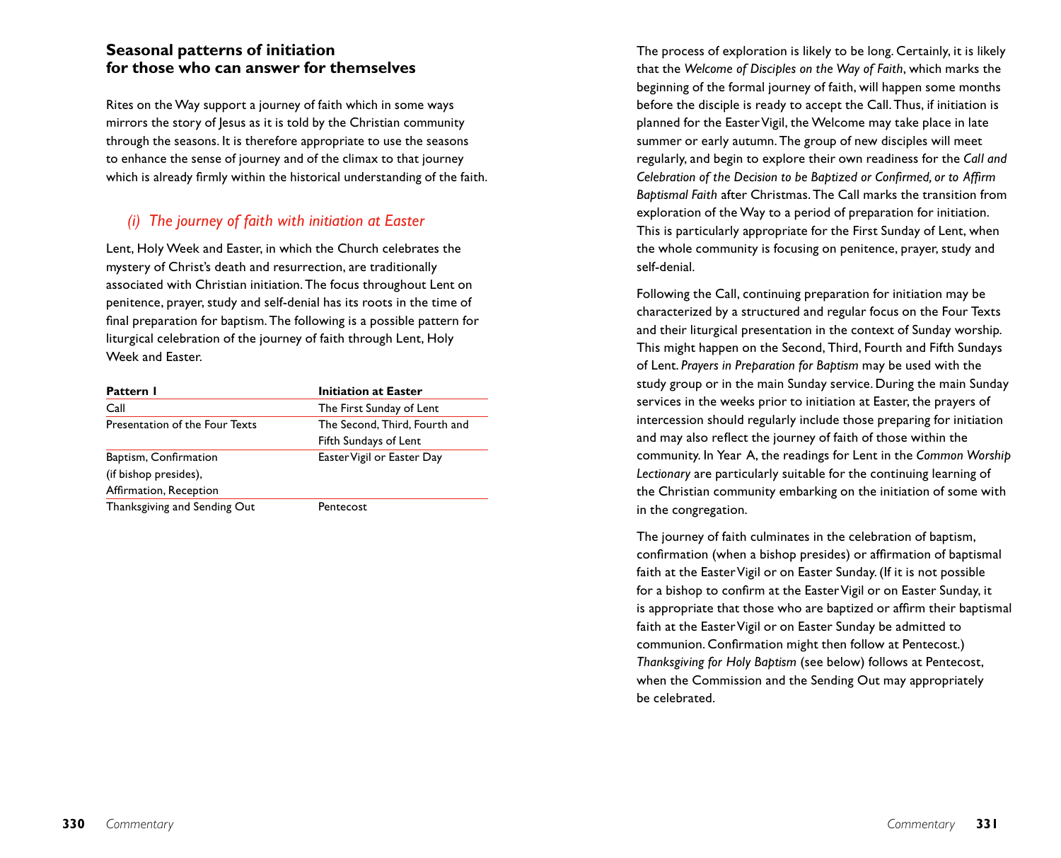## Seasonal patterns of initiation for those who can answer for themselves

Rites on the Way support a journey of faith which in some ways mirrors the story of Jesus as it is told by the Christian community through the seasons. It is therefore appropriate to use the seasons to enhance the sense of journey and of the climax to that journey which is already firmly within the historical understanding of the faith.

### *(i) The journey of faith with initiation at Easter*

Lent, Holy Week and Easter, in which the Church celebrates the mystery of Christ's death and resurrection, are traditionally associated with Christian initiation. The focus throughout Lent on penitence, prayer, study and self-denial has its roots in the time of final preparation for baptism. The following is a possible pattern for liturgical celebration of the journey of faith through Lent, Holy Week and Easter.

| **Pattern 1** | **Initiation at Easter** |
|---|---|
| Call | The First Sunday of Lent |
| Presentation of the Four Texts | The Second, Third, Fourth and Fifth Sundays of Lent |
| Baptism, Confirmation (if bishop presides), Affirmation, Reception | Easter Vigil or Easter Day |
| Thanksgiving and Sending Out | Pentecost |

The process of exploration is likely to be long. Certainly, it is likely that the *Welcome of Disciples on the Way of Faith*, which marks the beginning of the formal journey of faith, will happen some months before the disciple is ready to accept the Call. Thus, if initiation is planned for the Easter Vigil, the Welcome may take place in late summer or early autumn. The group of new disciples will meet regularly, and begin to explore their own readiness for the *Call and Celebration of the Decision to be Baptized or Confirmed, or to Affirm Baptismal Faith* after Christmas. The Call marks the transition from exploration of the Way to a period of preparation for initiation. This is particularly appropriate for the First Sunday of Lent, when the whole community is focusing on penitence, prayer, study and self-denial.

Following the Call, continuing preparation for initiation may be characterized by a structured and regular focus on the Four Texts and their liturgical presentation in the context of Sunday worship. This might happen on the Second, Third, Fourth and Fifth Sundays of Lent. *Prayers in Preparation for Baptism* may be used with the study group or in the main Sunday service. During the main Sunday services in the weeks prior to initiation at Easter, the prayers of intercession should regularly include those preparing for initiation and may also reflect the journey of faith of those within the community. In Year A, the readings for Lent in the *Common Worship Lectionary* are particularly suitable for the continuing learning of the Christian community embarking on the initiation of some with in the congregation.

The journey of faith culminates in the celebration of baptism, confirmation (when a bishop presides) or affirmation of baptismal faith at the Easter Vigil or on Easter Sunday. (If it is not possible for a bishop to confirm at the Easter Vigil or on Easter Sunday, it is appropriate that those who are baptized or affirm their baptismal faith at the Easter Vigil or on Easter Sunday be admitted to communion. Confirmation might then follow at Pentecost.) *Thanksgiving for Holy Baptism* (see below) follows at Pentecost, when the Commission and the Sending Out may appropriately be celebrated.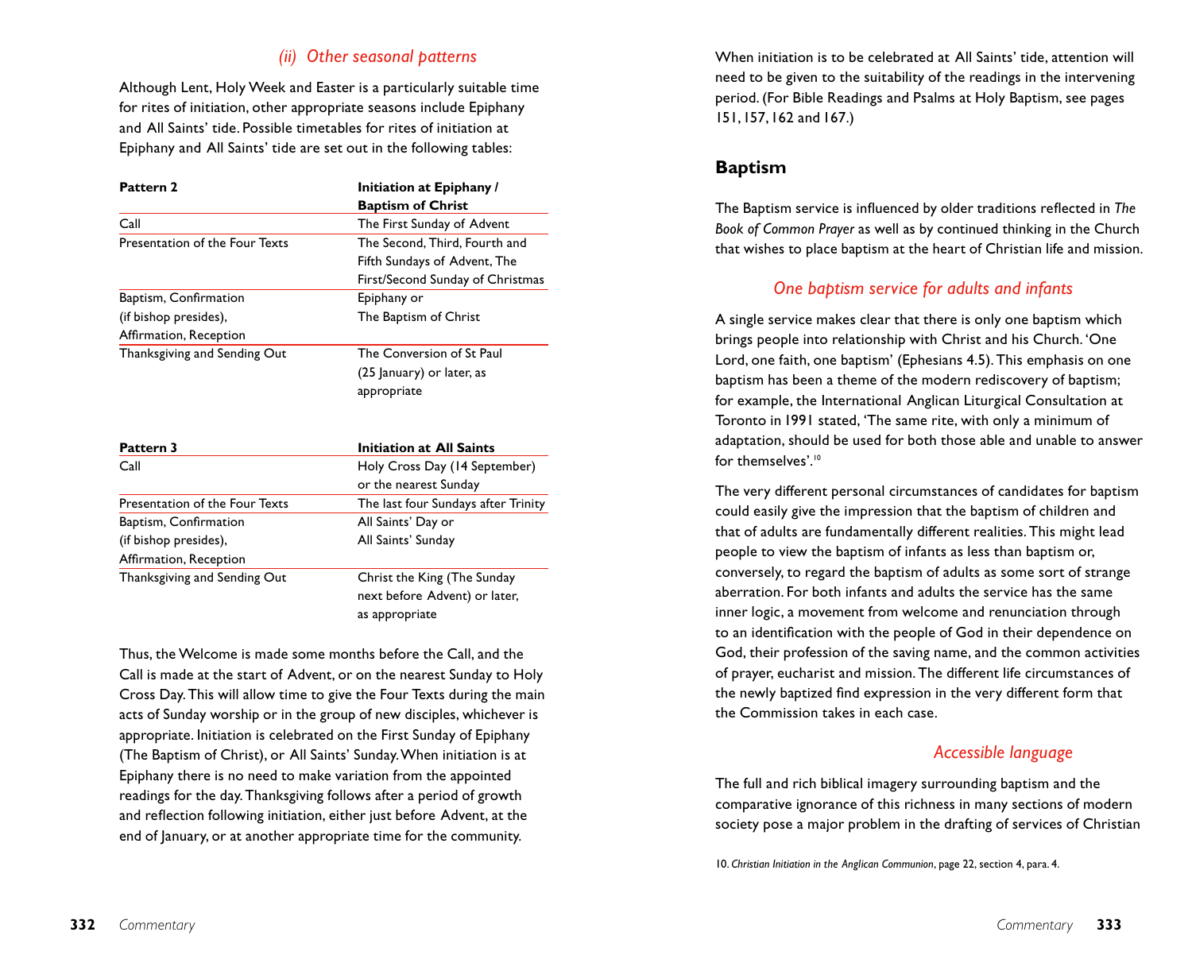### *(ii) Other seasonal patterns*

Although Lent, Holy Week and Easter is a particularly suitable time for rites of initiation, other appropriate seasons include Epiphany and All Saints' tide. Possible timetables for rites of initiation at Epiphany and All Saints' tide are set out in the following tables:

| **Pattern 2** | **Initiation at Epiphany / Baptism of Christ** |
|---|---|
| Call | The First Sunday of Advent |
| Presentation of the Four Texts | The Second, Third, Fourth and Fifth Sundays of Advent, The First/Second Sunday of Christmas |
| Baptism, Confirmation (if bishop presides), Affirmation, Reception | Epiphany or The Baptism of Christ |
| Thanksgiving and Sending Out | The Conversion of St Paul (25 January) or later, as appropriate |

| **Pattern 3** | **Initiation at All Saints** |
|---|---|
| Call | Holy Cross Day (14 September) or the nearest Sunday |
| Presentation of the Four Texts | The last four Sundays after Trinity |
| Baptism, Confirmation (if bishop presides), Affirmation, Reception | All Saints' Day or All Saints' Sunday |
| Thanksgiving and Sending Out | Christ the King (The Sunday next before Advent) or later, as appropriate |

Thus, the Welcome is made some months before the Call, and the Call is made at the start of Advent, or on the nearest Sunday to Holy Cross Day. This will allow time to give the Four Texts during the main acts of Sunday worship or in the group of new disciples, whichever is appropriate. Initiation is celebrated on the First Sunday of Epiphany (The Baptism of Christ), or All Saints' Sunday. When initiation is at Epiphany there is no need to make variation from the appointed readings for the day. Thanksgiving follows after a period of growth and reflection following initiation, either just before Advent, at the end of January, or at another appropriate time for the community.

When initiation is to be celebrated at All Saints' tide, attention will need to be given to the suitability of the readings in the intervening period. (For Bible Readings and Psalms at Holy Baptism, see pages 151, 157, 162 and 167.)

## Baptism

The Baptism service is influenced by older traditions reflected in *The Book of Common Prayer* as well as by continued thinking in the Church that wishes to place baptism at the heart of Christian life and mission.

### *One baptism service for adults and infants*

A single service makes clear that there is only one baptism which brings people into relationship with Christ and his Church. 'One Lord, one faith, one baptism' (Ephesians 4.5). This emphasis on one baptism has been a theme of the modern rediscovery of baptism; for example, the International Anglican Liturgical Consultation at Toronto in 1991 stated, 'The same rite, with only a minimum of adaptation, should be used for both those able and unable to answer for themselves'.[10]

The very different personal circumstances of candidates for baptism could easily give the impression that the baptism of children and that of adults are fundamentally different realities. This might lead people to view the baptism of infants as less than baptism or, conversely, to regard the baptism of adults as some sort of strange aberration. For both infants and adults the service has the same inner logic, a movement from welcome and renunciation through to an identification with the people of God in their dependence on God, their profession of the saving name, and the common activities of prayer, eucharist and mission. The different life circumstances of the newly baptized find expression in the very different form that the Commission takes in each case.

### *Accessible language*

The full and rich biblical imagery surrounding baptism and the comparative ignorance of this richness in many sections of modern society pose a major problem in the drafting of services of Christian

10. *Christian Initiation in the Anglican Communion*, page 22, section 4, para. 4.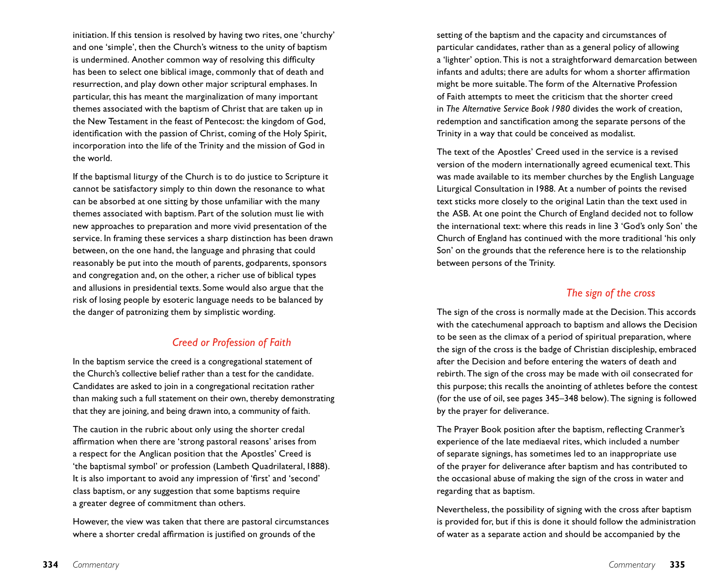initiation. If this tension is resolved by having two rites, one 'churchy' and one 'simple', then the Church's witness to the unity of baptism is undermined. Another common way of resolving this difficulty has been to select one biblical image, commonly that of death and resurrection, and play down other major scriptural emphases. In particular, this has meant the marginalization of many important themes associated with the baptism of Christ that are taken up in the New Testament in the feast of Pentecost: the kingdom of God, identification with the passion of Christ, coming of the Holy Spirit, incorporation into the life of the Trinity and the mission of God in the world.

If the baptismal liturgy of the Church is to do justice to Scripture it cannot be satisfactory simply to thin down the resonance to what can be absorbed at one sitting by those unfamiliar with the many themes associated with baptism. Part of the solution must lie with new approaches to preparation and more vivid presentation of the service. In framing these services a sharp distinction has been drawn between, on the one hand, the language and phrasing that could reasonably be put into the mouth of parents, godparents, sponsors and congregation and, on the other, a richer use of biblical types and allusions in presidential texts. Some would also argue that the risk of losing people by esoteric language needs to be balanced by the danger of patronizing them by simplistic wording.

## *Creed or Profession of Faith*

In the baptism service the creed is a congregational statement of the Church's collective belief rather than a test for the candidate. Candidates are asked to join in a congregational recitation rather than making such a full statement on their own, thereby demonstrating that they are joining, and being drawn into, a community of faith.

The caution in the rubric about only using the shorter credal affirmation when there are 'strong pastoral reasons' arises from a respect for the Anglican position that the Apostles' Creed is 'the baptismal symbol' or profession (Lambeth Quadrilateral, 1888). It is also important to avoid any impression of 'first' and 'second' class baptism, or any suggestion that some baptisms require a greater degree of commitment than others.

However, the view was taken that there are pastoral circumstances where a shorter credal affirmation is justified on grounds of the setting of the baptism and the capacity and circumstances of particular candidates, rather than as a general policy of allowing a 'lighter' option. This is not a straightforward demarcation between infants and adults; there are adults for whom a shorter affirmation might be more suitable. The form of the Alternative Profession of Faith attempts to meet the criticism that the shorter creed in *The Alternative Service Book 1980* divides the work of creation, redemption and sanctification among the separate persons of the Trinity in a way that could be conceived as modalist.

The text of the Apostles' Creed used in the service is a revised version of the modern internationally agreed ecumenical text. This was made available to its member churches by the English Language Liturgical Consultation in 1988. At a number of points the revised text sticks more closely to the original Latin than the text used in the ASB. At one point the Church of England decided not to follow the international text: where this reads in line 3 'God's only Son' the Church of England has continued with the more traditional 'his only Son' on the grounds that the reference here is to the relationship between persons of the Trinity.

## *The sign of the cross*

The sign of the cross is normally made at the Decision. This accords with the catechumenal approach to baptism and allows the Decision to be seen as the climax of a period of spiritual preparation, where the sign of the cross is the badge of Christian discipleship, embraced after the Decision and before entering the waters of death and rebirth. The sign of the cross may be made with oil consecrated for this purpose; this recalls the anointing of athletes before the contest (for the use of oil, see pages 345–348 below). The signing is followed by the prayer for deliverance.

The Prayer Book position after the baptism, reflecting Cranmer's experience of the late mediaeval rites, which included a number of separate signings, has sometimes led to an inappropriate use of the prayer for deliverance after baptism and has contributed to the occasional abuse of making the sign of the cross in water and regarding that as baptism.

Nevertheless, the possibility of signing with the cross after baptism is provided for, but if this is done it should follow the administration of water as a separate action and should be accompanied by the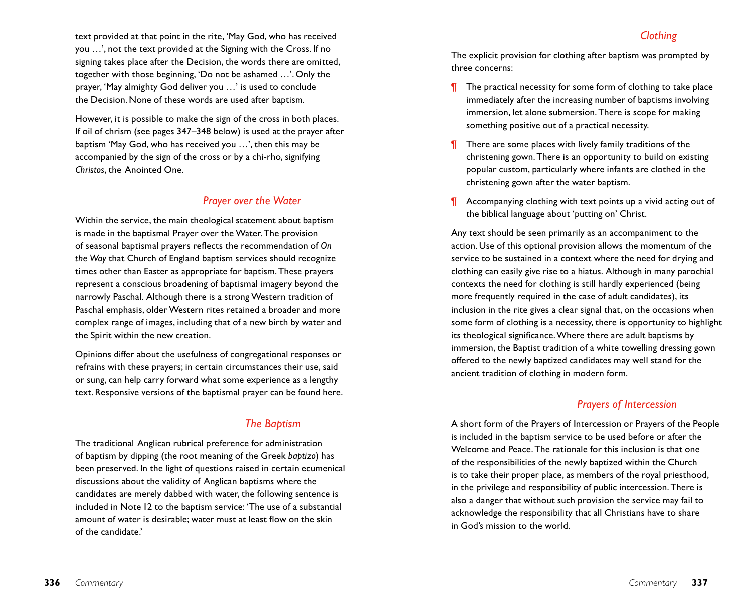text provided at that point in the rite, 'May God, who has received you …', not the text provided at the Signing with the Cross. If no signing takes place after the Decision, the words there are omitted, together with those beginning, 'Do not be ashamed …'. Only the prayer, 'May almighty God deliver you …' is used to conclude the Decision. None of these words are used after baptism.

However, it is possible to make the sign of the cross in both places. If oil of chrism (see pages 347–348 below) is used at the prayer after baptism 'May God, who has received you …', then this may be accompanied by the sign of the cross or by a chi-rho, signifying *Christos*, the Anointed One.

## *Prayer over the Water*

Within the service, the main theological statement about baptism is made in the baptismal Prayer over the Water. The provision of seasonal baptismal prayers reflects the recommendation of *On the Way* that Church of England baptism services should recognize times other than Easter as appropriate for baptism. These prayers represent a conscious broadening of baptismal imagery beyond the narrowly Paschal. Although there is a strong Western tradition of Paschal emphasis, older Western rites retained a broader and more complex range of images, including that of a new birth by water and the Spirit within the new creation.

Opinions differ about the usefulness of congregational responses or refrains with these prayers; in certain circumstances their use, said or sung, can help carry forward what some experience as a lengthy text. Responsive versions of the baptismal prayer can be found here.

## *The Baptism*

The traditional Anglican rubrical preference for administration of baptism by dipping (the root meaning of the Greek *baptizo*) has been preserved. In the light of questions raised in certain ecumenical discussions about the validity of Anglican baptisms where the candidates are merely dabbed with water, the following sentence is included in Note 12 to the baptism service: 'The use of a substantial amount of water is desirable; water must at least flow on the skin of the candidate.'

## *Clothing*

The explicit provision for clothing after baptism was prompted by three concerns:

¶ The practical necessity for some form of clothing to take place immediately after the increasing number of baptisms involving immersion, let alone submersion. There is scope for making something positive out of a practical necessity.

¶ There are some places with lively family traditions of the christening gown. There is an opportunity to build on existing popular custom, particularly where infants are clothed in the christening gown after the water baptism.

¶ Accompanying clothing with text points up a vivid acting out of the biblical language about 'putting on' Christ.

Any text should be seen primarily as an accompaniment to the action. Use of this optional provision allows the momentum of the service to be sustained in a context where the need for drying and clothing can easily give rise to a hiatus. Although in many parochial contexts the need for clothing is still hardly experienced (being more frequently required in the case of adult candidates), its inclusion in the rite gives a clear signal that, on the occasions when some form of clothing is a necessity, there is opportunity to highlight its theological significance. Where there are adult baptisms by immersion, the Baptist tradition of a white towelling dressing gown offered to the newly baptized candidates may well stand for the ancient tradition of clothing in modern form.

## *Prayers of Intercession*

A short form of the Prayers of Intercession or Prayers of the People is included in the baptism service to be used before or after the Welcome and Peace. The rationale for this inclusion is that one of the responsibilities of the newly baptized within the Church is to take their proper place, as members of the royal priesthood, in the privilege and responsibility of public intercession. There is also a danger that without such provision the service may fail to acknowledge the responsibility that all Christians have to share in God's mission to the world.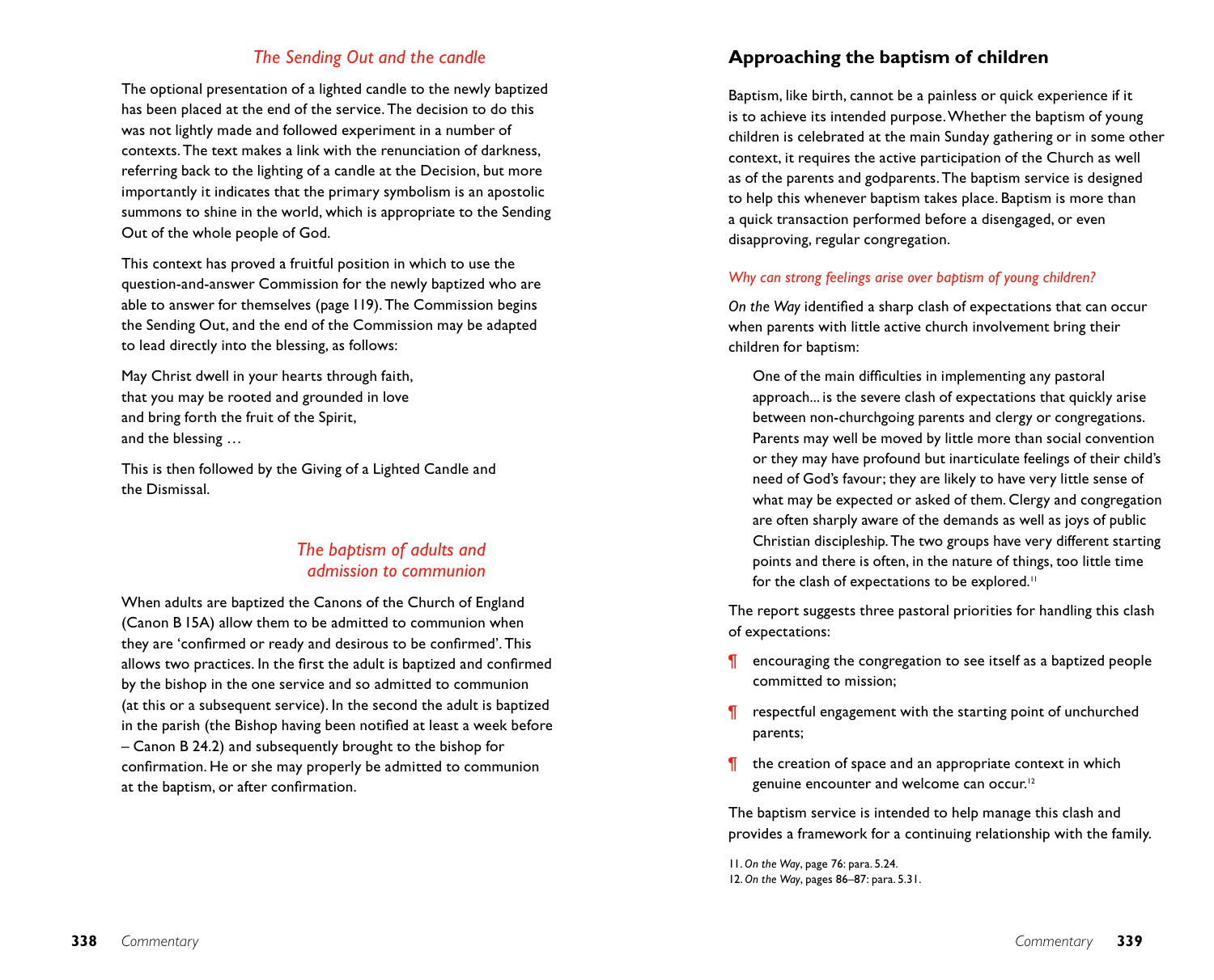### *The Sending Out and the candle*

The optional presentation of a lighted candle to the newly baptized has been placed at the end of the service. The decision to do this was not lightly made and followed experiment in a number of contexts. The text makes a link with the renunciation of darkness, referring back to the lighting of a candle at the Decision, but more importantly it indicates that the primary symbolism is an apostolic summons to shine in the world, which is appropriate to the Sending Out of the whole people of God.

This context has proved a fruitful position in which to use the question-and-answer Commission for the newly baptized who are able to answer for themselves (page 119). The Commission begins the Sending Out, and the end of the Commission may be adapted to lead directly into the blessing, as follows:

May Christ dwell in your hearts through faith,
that you may be rooted and grounded in love
and bring forth the fruit of the Spirit,
and the blessing …

This is then followed by the Giving of a Lighted Candle and the Dismissal.

### *The baptism of adults and admission to communion*

When adults are baptized the Canons of the Church of England (Canon B 15A) allow them to be admitted to communion when they are 'confirmed or ready and desirous to be confirmed'. This allows two practices. In the first the adult is baptized and confirmed by the bishop in the one service and so admitted to communion (at this or a subsequent service). In the second the adult is baptized in the parish (the Bishop having been notified at least a week before – Canon B 24.2) and subsequently brought to the bishop for confirmation. He or she may properly be admitted to communion at the baptism, or after confirmation.

## Approaching the baptism of children

Baptism, like birth, cannot be a painless or quick experience if it is to achieve its intended purpose. Whether the baptism of young children is celebrated at the main Sunday gathering or in some other context, it requires the active participation of the Church as well as of the parents and godparents. The baptism service is designed to help this whenever baptism takes place. Baptism is more than a quick transaction performed before a disengaged, or even disapproving, regular congregation.

### *Why can strong feelings arise over baptism of young children?*

*On the Way* identified a sharp clash of expectations that can occur when parents with little active church involvement bring their children for baptism:

> One of the main difficulties in implementing any pastoral approach... is the severe clash of expectations that quickly arise between non-churchgoing parents and clergy or congregations. Parents may well be moved by little more than social convention or they may have profound but inarticulate feelings of their child's need of God's favour; they are likely to have very little sense of what may be expected or asked of them. Clergy and congregation are often sharply aware of the demands as well as joys of public Christian discipleship. The two groups have very different starting points and there is often, in the nature of things, too little time for the clash of expectations to be explored.[11]

The report suggests three pastoral priorities for handling this clash of expectations:

¶ encouraging the congregation to see itself as a baptized people committed to mission;

¶ respectful engagement with the starting point of unchurched parents;

¶ the creation of space and an appropriate context in which genuine encounter and welcome can occur.[12]

The baptism service is intended to help manage this clash and provides a framework for a continuing relationship with the family.

11. *On the Way*, page 76: para. 5.24.
12. *On the Way*, pages 86–87: para. 5.31.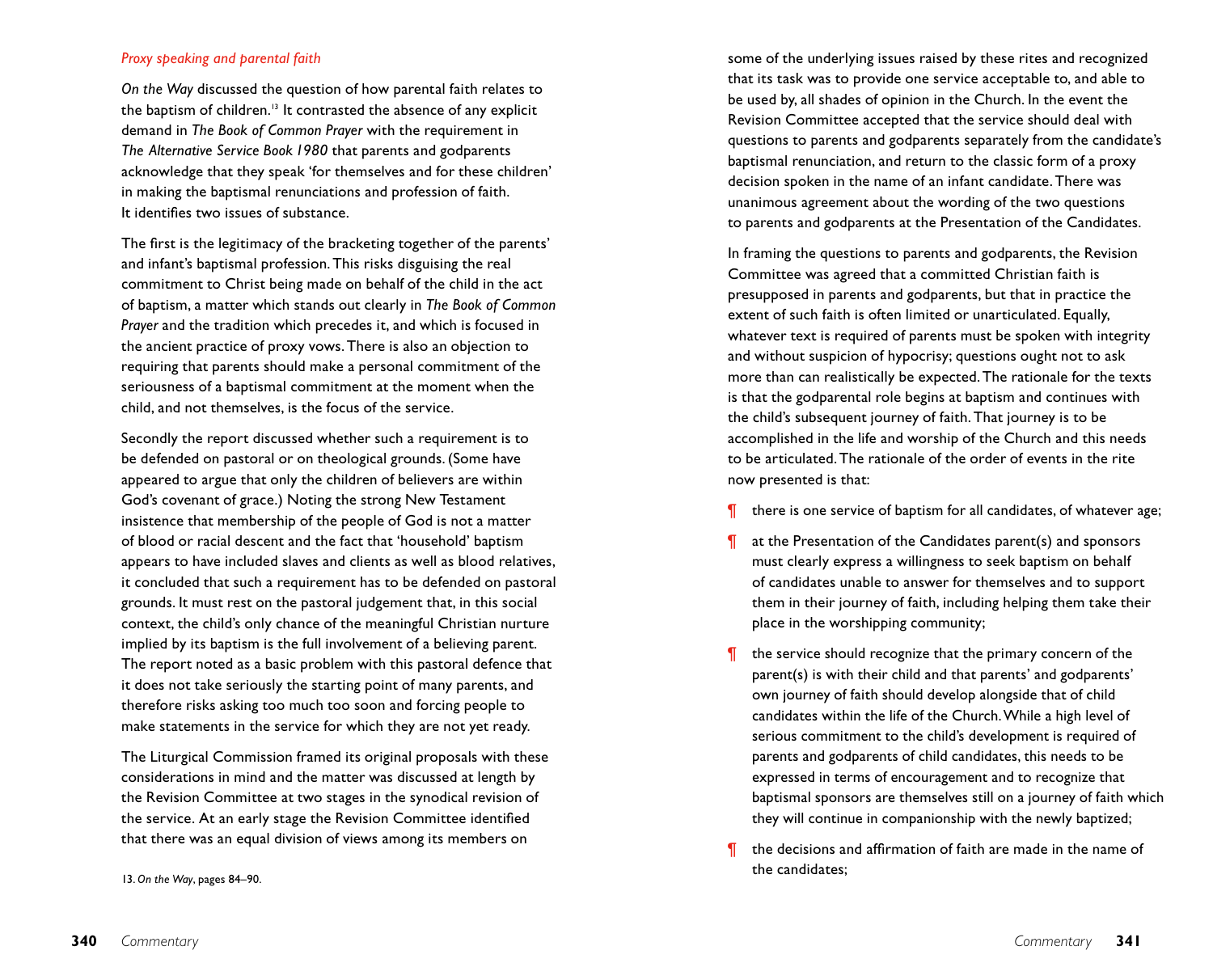### *Proxy speaking and parental faith*

*On the Way* discussed the question of how parental faith relates to the baptism of children.[13] It contrasted the absence of any explicit demand in *The Book of Common Prayer* with the requirement in *The Alternative Service Book 1980* that parents and godparents acknowledge that they speak 'for themselves and for these children' in making the baptismal renunciations and profession of faith. It identifies two issues of substance.

The first is the legitimacy of the bracketing together of the parents' and infant's baptismal profession. This risks disguising the real commitment to Christ being made on behalf of the child in the act of baptism, a matter which stands out clearly in *The Book of Common Prayer* and the tradition which precedes it, and which is focused in the ancient practice of proxy vows. There is also an objection to requiring that parents should make a personal commitment of the seriousness of a baptismal commitment at the moment when the child, and not themselves, is the focus of the service.

Secondly the report discussed whether such a requirement is to be defended on pastoral or on theological grounds. (Some have appeared to argue that only the children of believers are within God's covenant of grace.) Noting the strong New Testament insistence that membership of the people of God is not a matter of blood or racial descent and the fact that 'household' baptism appears to have included slaves and clients as well as blood relatives, it concluded that such a requirement has to be defended on pastoral grounds. It must rest on the pastoral judgement that, in this social context, the child's only chance of the meaningful Christian nurture implied by its baptism is the full involvement of a believing parent. The report noted as a basic problem with this pastoral defence that it does not take seriously the starting point of many parents, and therefore risks asking too much too soon and forcing people to make statements in the service for which they are not yet ready.

The Liturgical Commission framed its original proposals with these considerations in mind and the matter was discussed at length by the Revision Committee at two stages in the synodical revision of the service. At an early stage the Revision Committee identified that there was an equal division of views among its members on some of the underlying issues raised by these rites and recognized that its task was to provide one service acceptable to, and able to be used by, all shades of opinion in the Church. In the event the Revision Committee accepted that the service should deal with questions to parents and godparents separately from the candidate's baptismal renunciation, and return to the classic form of a proxy decision spoken in the name of an infant candidate. There was unanimous agreement about the wording of the two questions to parents and godparents at the Presentation of the Candidates.

In framing the questions to parents and godparents, the Revision Committee was agreed that a committed Christian faith is presupposed in parents and godparents, but that in practice the extent of such faith is often limited or unarticulated. Equally, whatever text is required of parents must be spoken with integrity and without suspicion of hypocrisy; questions ought not to ask more than can realistically be expected. The rationale for the texts is that the godparental role begins at baptism and continues with the child's subsequent journey of faith. That journey is to be accomplished in the life and worship of the Church and this needs to be articulated. The rationale of the order of events in the rite now presented is that:

¶ there is one service of baptism for all candidates, of whatever age;

¶ at the Presentation of the Candidates parent(s) and sponsors must clearly express a willingness to seek baptism on behalf of candidates unable to answer for themselves and to support them in their journey of faith, including helping them take their place in the worshipping community;

¶ the service should recognize that the primary concern of the parent(s) is with their child and that parents' and godparents' own journey of faith should develop alongside that of child candidates within the life of the Church. While a high level of serious commitment to the child's development is required of parents and godparents of child candidates, this needs to be expressed in terms of encouragement and to recognize that baptismal sponsors are themselves still on a journey of faith which they will continue in companionship with the newly baptized;

¶ the decisions and affirmation of faith are made in the name of the candidates;

13. *On the Way*, pages 84–90.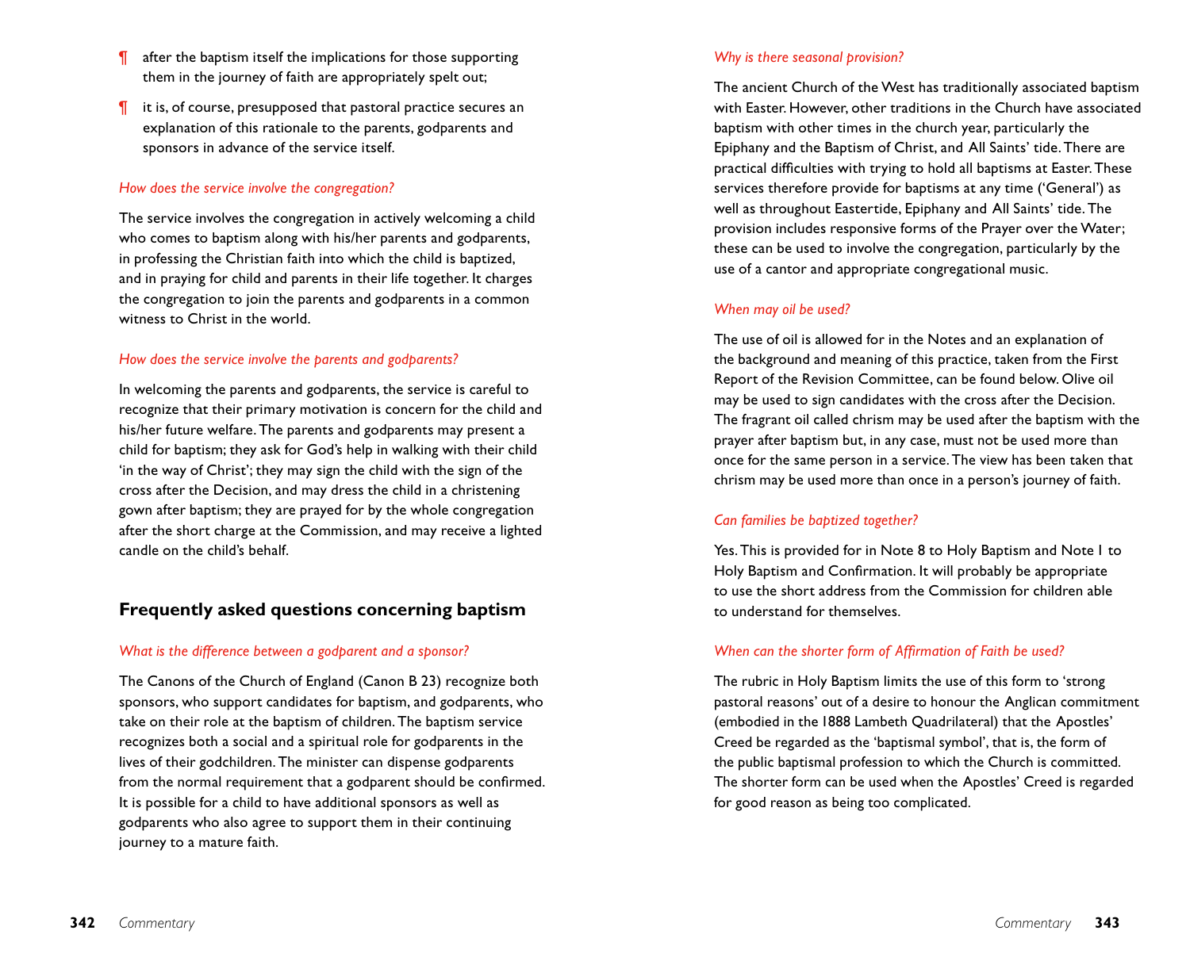- after the baptism itself the implications for those supporting them in the journey of faith are appropriately spelt out;
- it is, of course, presupposed that pastoral practice secures an explanation of this rationale to the parents, godparents and sponsors in advance of the service itself.

*How does the service involve the congregation?*

The service involves the congregation in actively welcoming a child who comes to baptism along with his/her parents and godparents, in professing the Christian faith into which the child is baptized, and in praying for child and parents in their life together. It charges the congregation to join the parents and godparents in a common witness to Christ in the world.

*How does the service involve the parents and godparents?*

In welcoming the parents and godparents, the service is careful to recognize that their primary motivation is concern for the child and his/her future welfare. The parents and godparents may present a child for baptism; they ask for God's help in walking with their child 'in the way of Christ'; they may sign the child with the sign of the cross after the Decision, and may dress the child in a christening gown after baptism; they are prayed for by the whole congregation after the short charge at the Commission, and may receive a lighted candle on the child's behalf.

## Frequently asked questions concerning baptism

*What is the difference between a godparent and a sponsor?*

The Canons of the Church of England (Canon B 23) recognize both sponsors, who support candidates for baptism, and godparents, who take on their role at the baptism of children. The baptism service recognizes both a social and a spiritual role for godparents in the lives of their godchildren. The minister can dispense godparents from the normal requirement that a godparent should be confirmed. It is possible for a child to have additional sponsors as well as godparents who also agree to support them in their continuing journey to a mature faith.

*Why is there seasonal provision?*

The ancient Church of the West has traditionally associated baptism with Easter. However, other traditions in the Church have associated baptism with other times in the church year, particularly the Epiphany and the Baptism of Christ, and All Saints' tide. There are practical difficulties with trying to hold all baptisms at Easter. These services therefore provide for baptisms at any time ('General') as well as throughout Eastertide, Epiphany and All Saints' tide. The provision includes responsive forms of the Prayer over the Water; these can be used to involve the congregation, particularly by the use of a cantor and appropriate congregational music.

*When may oil be used?*

The use of oil is allowed for in the Notes and an explanation of the background and meaning of this practice, taken from the First Report of the Revision Committee, can be found below. Olive oil may be used to sign candidates with the cross after the Decision. The fragrant oil called chrism may be used after the baptism with the prayer after baptism but, in any case, must not be used more than once for the same person in a service. The view has been taken that chrism may be used more than once in a person's journey of faith.

*Can families be baptized together?*

Yes. This is provided for in Note 8 to Holy Baptism and Note 1 to Holy Baptism and Confirmation. It will probably be appropriate to use the short address from the Commission for children able to understand for themselves.

*When can the shorter form of Affirmation of Faith be used?*

The rubric in Holy Baptism limits the use of this form to 'strong pastoral reasons' out of a desire to honour the Anglican commitment (embodied in the 1888 Lambeth Quadrilateral) that the Apostles' Creed be regarded as the 'baptismal symbol', that is, the form of the public baptismal profession to which the Church is committed. The shorter form can be used when the Apostles' Creed is regarded for good reason as being too complicated.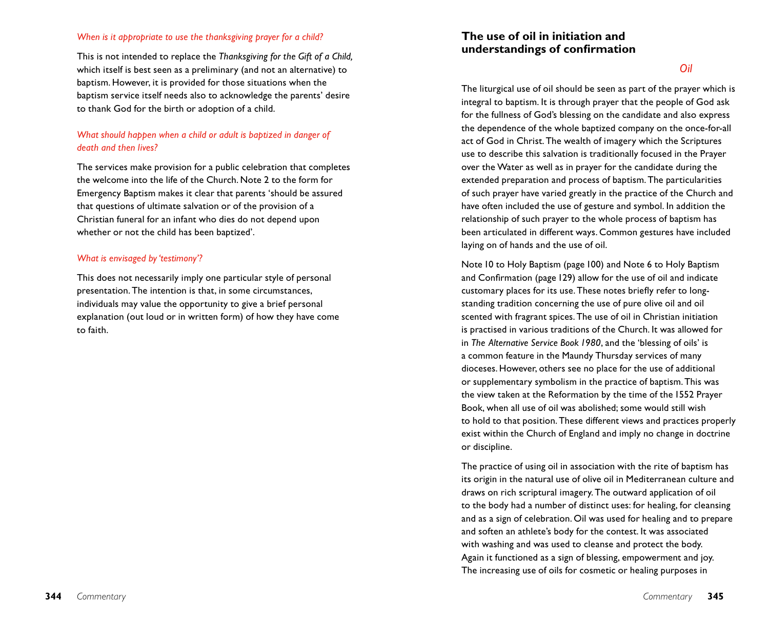*When is it appropriate to use the thanksgiving prayer for a child?*

This is not intended to replace the *Thanksgiving for the Gift of a Child,* which itself is best seen as a preliminary (and not an alternative) to baptism. However, it is provided for those situations when the baptism service itself needs also to acknowledge the parents' desire to thank God for the birth or adoption of a child.

*What should happen when a child or adult is baptized in danger of death and then lives?*

The services make provision for a public celebration that completes the welcome into the life of the Church. Note 2 to the form for Emergency Baptism makes it clear that parents 'should be assured that questions of ultimate salvation or of the provision of a Christian funeral for an infant who dies do not depend upon whether or not the child has been baptized'.

*What is envisaged by 'testimony'?*

This does not necessarily imply one particular style of personal presentation. The intention is that, in some circumstances, individuals may value the opportunity to give a brief personal explanation (out loud or in written form) of how they have come to faith.

## The use of oil in initiation and understandings of confirmation

*Oil*

The liturgical use of oil should be seen as part of the prayer which is integral to baptism. It is through prayer that the people of God ask for the fullness of God's blessing on the candidate and also express the dependence of the whole baptized company on the once-for-all act of God in Christ. The wealth of imagery which the Scriptures use to describe this salvation is traditionally focused in the Prayer over the Water as well as in prayer for the candidate during the extended preparation and process of baptism. The particularities of such prayer have varied greatly in the practice of the Church and have often included the use of gesture and symbol. In addition the relationship of such prayer to the whole process of baptism has been articulated in different ways. Common gestures have included laying on of hands and the use of oil.

Note 10 to Holy Baptism (page 100) and Note 6 to Holy Baptism and Confirmation (page 129) allow for the use of oil and indicate customary places for its use. These notes briefly refer to long-standing tradition concerning the use of pure olive oil and oil scented with fragrant spices. The use of oil in Christian initiation is practised in various traditions of the Church. It was allowed for in *The Alternative Service Book 1980*, and the 'blessing of oils' is a common feature in the Maundy Thursday services of many dioceses. However, others see no place for the use of additional or supplementary symbolism in the practice of baptism. This was the view taken at the Reformation by the time of the 1552 Prayer Book, when all use of oil was abolished; some would still wish to hold to that position. These different views and practices properly exist within the Church of England and imply no change in doctrine or discipline.

The practice of using oil in association with the rite of baptism has its origin in the natural use of olive oil in Mediterranean culture and draws on rich scriptural imagery. The outward application of oil to the body had a number of distinct uses: for healing, for cleansing and as a sign of celebration. Oil was used for healing and to prepare and soften an athlete's body for the contest. It was associated with washing and was used to cleanse and protect the body. Again it functioned as a sign of blessing, empowerment and joy. The increasing use of oils for cosmetic or healing purposes in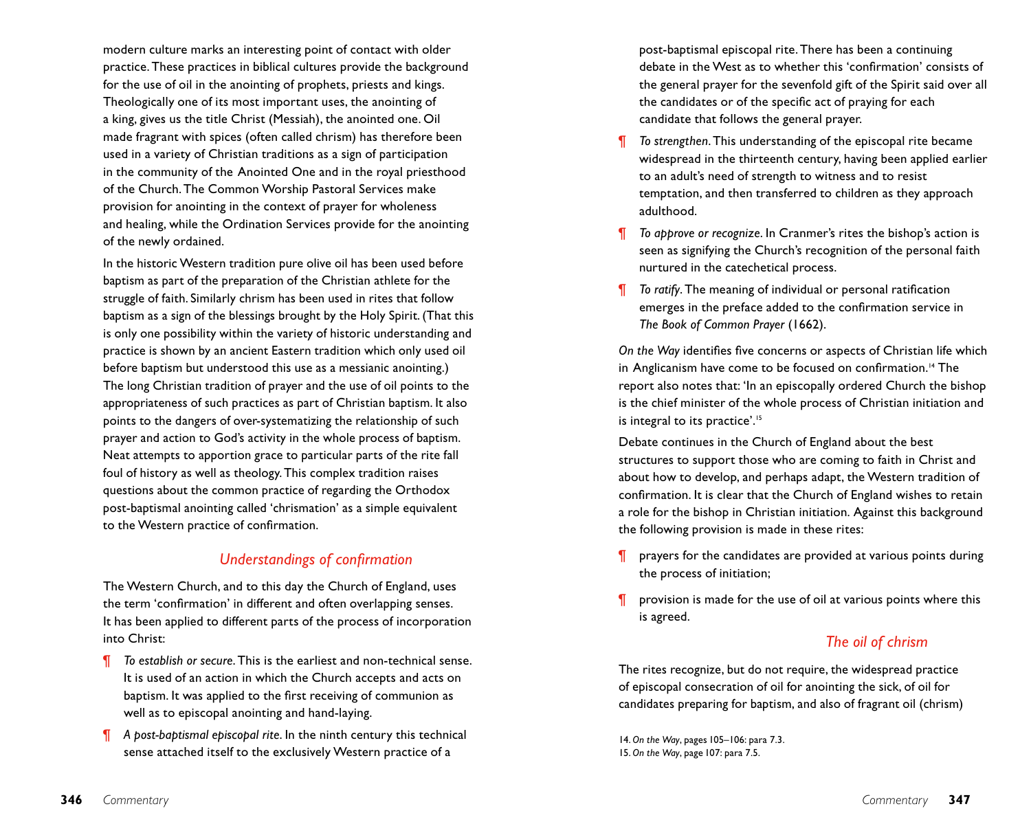modern culture marks an interesting point of contact with older practice. These practices in biblical cultures provide the background for the use of oil in the anointing of prophets, priests and kings. Theologically one of its most important uses, the anointing of a king, gives us the title Christ (Messiah), the anointed one. Oil made fragrant with spices (often called chrism) has therefore been used in a variety of Christian traditions as a sign of participation in the community of the Anointed One and in the royal priesthood of the Church. The Common Worship Pastoral Services make provision for anointing in the context of prayer for wholeness and healing, while the Ordination Services provide for the anointing of the newly ordained.

In the historic Western tradition pure olive oil has been used before baptism as part of the preparation of the Christian athlete for the struggle of faith. Similarly chrism has been used in rites that follow baptism as a sign of the blessings brought by the Holy Spirit. (That this is only one possibility within the variety of historic understanding and practice is shown by an ancient Eastern tradition which only used oil before baptism but understood this use as a messianic anointing.) The long Christian tradition of prayer and the use of oil points to the appropriateness of such practices as part of Christian baptism. It also points to the dangers of over-systematizing the relationship of such prayer and action to God's activity in the whole process of baptism. Neat attempts to apportion grace to particular parts of the rite fall foul of history as well as theology. This complex tradition raises questions about the common practice of regarding the Orthodox post-baptismal anointing called 'chrismation' as a simple equivalent to the Western practice of confirmation.

## *Understandings of confirmation*

The Western Church, and to this day the Church of England, uses the term 'confirmation' in different and often overlapping senses. It has been applied to different parts of the process of incorporation into Christ:

¶ *To establish or secure*. This is the earliest and non-technical sense. It is used of an action in which the Church accepts and acts on baptism. It was applied to the first receiving of communion as well as to episcopal anointing and hand-laying.

¶ *A post-baptismal episcopal rite*. In the ninth century this technical sense attached itself to the exclusively Western practice of a post-baptismal episcopal rite. There has been a continuing debate in the West as to whether this 'confirmation' consists of the general prayer for the sevenfold gift of the Spirit said over all the candidates or of the specific act of praying for each candidate that follows the general prayer.

¶ *To strengthen*. This understanding of the episcopal rite became widespread in the thirteenth century, having been applied earlier to an adult's need of strength to witness and to resist temptation, and then transferred to children as they approach adulthood.

¶ *To approve or recognize*. In Cranmer's rites the bishop's action is seen as signifying the Church's recognition of the personal faith nurtured in the catechetical process.

¶ *To ratify*. The meaning of individual or personal ratification emerges in the preface added to the confirmation service in *The Book of Common Prayer* (1662).

*On the Way* identifies five concerns or aspects of Christian life which in Anglicanism have come to be focused on confirmation.[14] The report also notes that: 'In an episcopally ordered Church the bishop is the chief minister of the whole process of Christian initiation and is integral to its practice'.[15]

Debate continues in the Church of England about the best structures to support those who are coming to faith in Christ and about how to develop, and perhaps adapt, the Western tradition of confirmation. It is clear that the Church of England wishes to retain a role for the bishop in Christian initiation. Against this background the following provision is made in these rites:

¶ prayers for the candidates are provided at various points during the process of initiation;

¶ provision is made for the use of oil at various points where this is agreed.

## *The oil of chrism*

The rites recognize, but do not require, the widespread practice of episcopal consecration of oil for anointing the sick, of oil for candidates preparing for baptism, and also of fragrant oil (chrism)

14. *On the Way*, pages 105–106: para 7.3.
15. *On the Way*, page 107: para 7.5.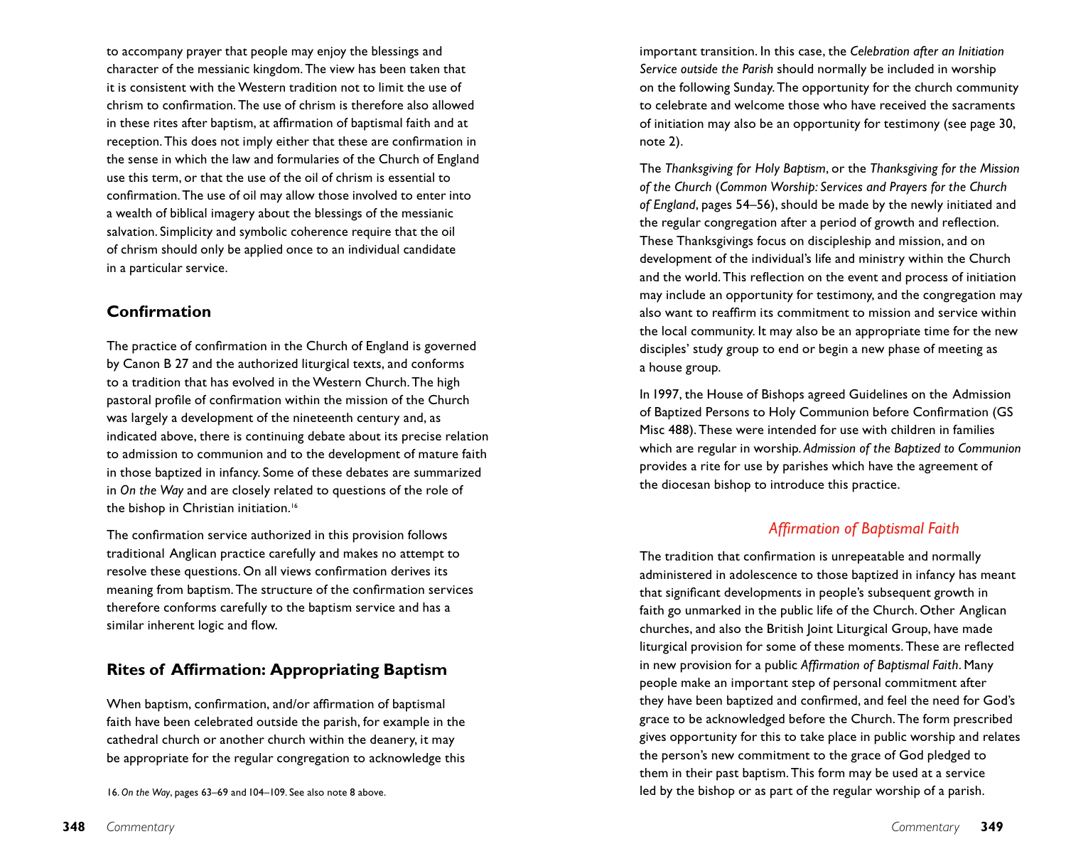to accompany prayer that people may enjoy the blessings and character of the messianic kingdom. The view has been taken that it is consistent with the Western tradition not to limit the use of chrism to confirmation. The use of chrism is therefore also allowed in these rites after baptism, at affirmation of baptismal faith and at reception. This does not imply either that these are confirmation in the sense in which the law and formularies of the Church of England use this term, or that the use of the oil of chrism is essential to confirmation. The use of oil may allow those involved to enter into a wealth of biblical imagery about the blessings of the messianic salvation. Simplicity and symbolic coherence require that the oil of chrism should only be applied once to an individual candidate in a particular service.

## Confirmation

The practice of confirmation in the Church of England is governed by Canon B 27 and the authorized liturgical texts, and conforms to a tradition that has evolved in the Western Church. The high pastoral profile of confirmation within the mission of the Church was largely a development of the nineteenth century and, as indicated above, there is continuing debate about its precise relation to admission to communion and to the development of mature faith in those baptized in infancy. Some of these debates are summarized in *On the Way* and are closely related to questions of the role of the bishop in Christian initiation.[16]

The confirmation service authorized in this provision follows traditional Anglican practice carefully and makes no attempt to resolve these questions. On all views confirmation derives its meaning from baptism. The structure of the confirmation services therefore conforms carefully to the baptism service and has a similar inherent logic and flow.

## Rites of Affirmation: Appropriating Baptism

When baptism, confirmation, and/or affirmation of baptismal faith have been celebrated outside the parish, for example in the cathedral church or another church within the deanery, it may be appropriate for the regular congregation to acknowledge this important transition. In this case, the *Celebration after an Initiation Service outside the Parish* should normally be included in worship on the following Sunday. The opportunity for the church community to celebrate and welcome those who have received the sacraments of initiation may also be an opportunity for testimony (see page 30, note 2).

The *Thanksgiving for Holy Baptism*, or the *Thanksgiving for the Mission of the Church* (*Common Worship: Services and Prayers for the Church of England*, pages 54–56), should be made by the newly initiated and the regular congregation after a period of growth and reflection. These Thanksgivings focus on discipleship and mission, and on development of the individual's life and ministry within the Church and the world. This reflection on the event and process of initiation may include an opportunity for testimony, and the congregation may also want to reaffirm its commitment to mission and service within the local community. It may also be an appropriate time for the new disciples' study group to end or begin a new phase of meeting as a house group.

In 1997, the House of Bishops agreed Guidelines on the Admission of Baptized Persons to Holy Communion before Confirmation (GS Misc 488). These were intended for use with children in families which are regular in worship. *Admission of the Baptized to Communion* provides a rite for use by parishes which have the agreement of the diocesan bishop to introduce this practice.

### *Affirmation of Baptismal Faith*

The tradition that confirmation is unrepeatable and normally administered in adolescence to those baptized in infancy has meant that significant developments in people's subsequent growth in faith go unmarked in the public life of the Church. Other Anglican churches, and also the British Joint Liturgical Group, have made liturgical provision for some of these moments. These are reflected in new provision for a public *Affirmation of Baptismal Faith*. Many people make an important step of personal commitment after they have been baptized and confirmed, and feel the need for God's grace to be acknowledged before the Church. The form prescribed gives opportunity for this to take place in public worship and relates the person's new commitment to the grace of God pledged to them in their past baptism. This form may be used at a service led by the bishop or as part of the regular worship of a parish.

16. *On the Way*, pages 63–69 and 104–109. See also note 8 above.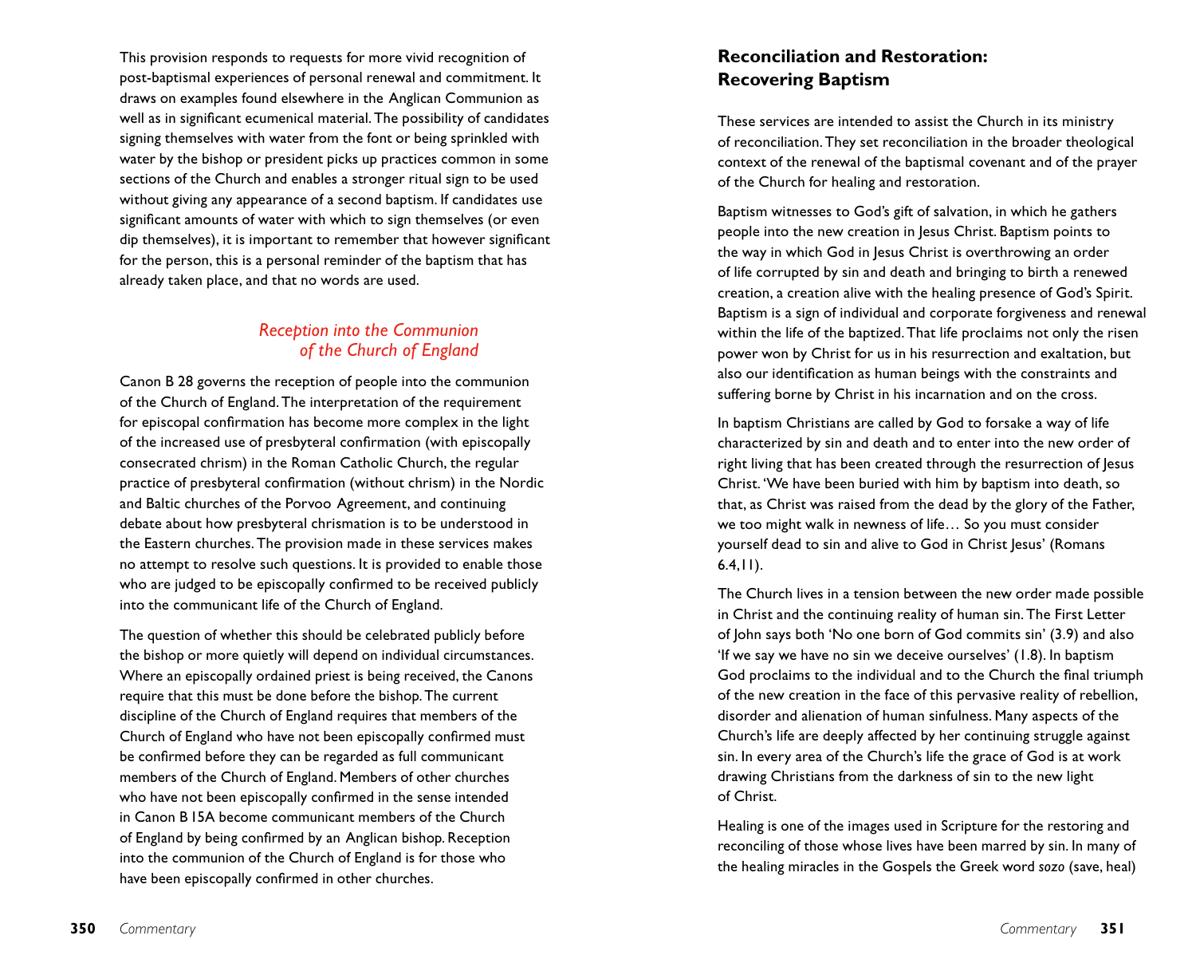This provision responds to requests for more vivid recognition of post-baptismal experiences of personal renewal and commitment. It draws on examples found elsewhere in the Anglican Communion as well as in significant ecumenical material. The possibility of candidates signing themselves with water from the font or being sprinkled with water by the bishop or president picks up practices common in some sections of the Church and enables a stronger ritual sign to be used without giving any appearance of a second baptism. If candidates use significant amounts of water with which to sign themselves (or even dip themselves), it is important to remember that however significant for the person, this is a personal reminder of the baptism that has already taken place, and that no words are used.

### *Reception into the Communion of the Church of England*

Canon B 28 governs the reception of people into the communion of the Church of England. The interpretation of the requirement for episcopal confirmation has become more complex in the light of the increased use of presbyteral confirmation (with episcopally consecrated chrism) in the Roman Catholic Church, the regular practice of presbyteral confirmation (without chrism) in the Nordic and Baltic churches of the Porvoo Agreement, and continuing debate about how presbyteral chrismation is to be understood in the Eastern churches. The provision made in these services makes no attempt to resolve such questions. It is provided to enable those who are judged to be episcopally confirmed to be received publicly into the communicant life of the Church of England.

The question of whether this should be celebrated publicly before the bishop or more quietly will depend on individual circumstances. Where an episcopally ordained priest is being received, the Canons require that this must be done before the bishop. The current discipline of the Church of England requires that members of the Church of England who have not been episcopally confirmed must be confirmed before they can be regarded as full communicant members of the Church of England. Members of other churches who have not been episcopally confirmed in the sense intended in Canon B 15A become communicant members of the Church of England by being confirmed by an Anglican bishop. Reception into the communion of the Church of England is for those who have been episcopally confirmed in other churches.

## Reconciliation and Restoration: Recovering Baptism

These services are intended to assist the Church in its ministry of reconciliation. They set reconciliation in the broader theological context of the renewal of the baptismal covenant and of the prayer of the Church for healing and restoration.

Baptism witnesses to God's gift of salvation, in which he gathers people into the new creation in Jesus Christ. Baptism points to the way in which God in Jesus Christ is overthrowing an order of life corrupted by sin and death and bringing to birth a renewed creation, a creation alive with the healing presence of God's Spirit. Baptism is a sign of individual and corporate forgiveness and renewal within the life of the baptized. That life proclaims not only the risen power won by Christ for us in his resurrection and exaltation, but also our identification as human beings with the constraints and suffering borne by Christ in his incarnation and on the cross.

In baptism Christians are called by God to forsake a way of life characterized by sin and death and to enter into the new order of right living that has been created through the resurrection of Jesus Christ. 'We have been buried with him by baptism into death, so that, as Christ was raised from the dead by the glory of the Father, we too might walk in newness of life… So you must consider yourself dead to sin and alive to God in Christ Jesus' (Romans 6.4,11).

The Church lives in a tension between the new order made possible in Christ and the continuing reality of human sin. The First Letter of John says both 'No one born of God commits sin' (3.9) and also 'If we say we have no sin we deceive ourselves' (1.8). In baptism God proclaims to the individual and to the Church the final triumph of the new creation in the face of this pervasive reality of rebellion, disorder and alienation of human sinfulness. Many aspects of the Church's life are deeply affected by her continuing struggle against sin. In every area of the Church's life the grace of God is at work drawing Christians from the darkness of sin to the new light of Christ.

Healing is one of the images used in Scripture for the restoring and reconciling of those whose lives have been marred by sin. In many of the healing miracles in the Gospels the Greek word *sozo* (save, heal)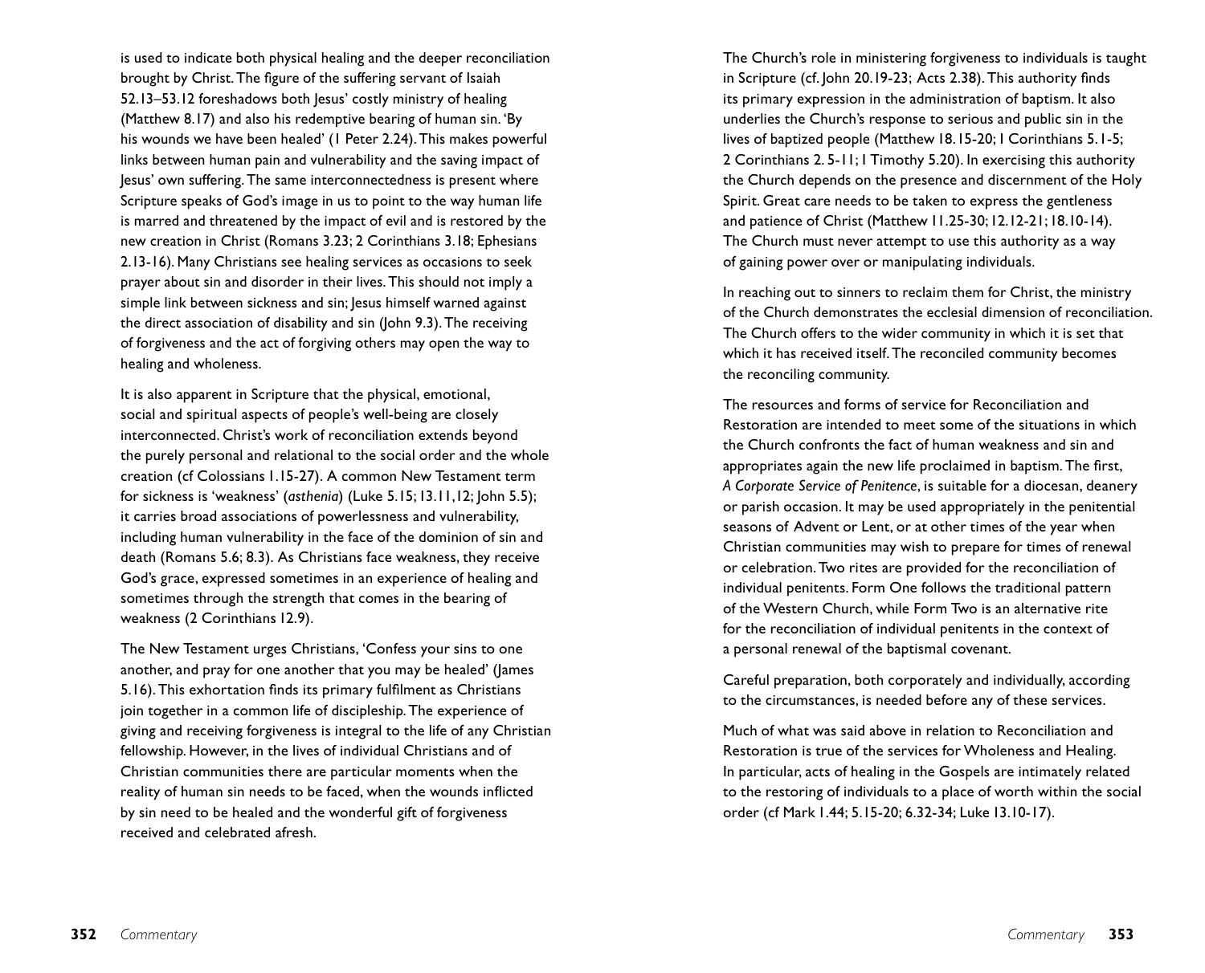is used to indicate both physical healing and the deeper reconciliation brought by Christ. The figure of the suffering servant of Isaiah 52.13–53.12 foreshadows both Jesus' costly ministry of healing (Matthew 8.17) and also his redemptive bearing of human sin. 'By his wounds we have been healed' (1 Peter 2.24). This makes powerful links between human pain and vulnerability and the saving impact of Jesus' own suffering. The same interconnectedness is present where Scripture speaks of God's image in us to point to the way human life is marred and threatened by the impact of evil and is restored by the new creation in Christ (Romans 3.23; 2 Corinthians 3.18; Ephesians 2.13-16). Many Christians see healing services as occasions to seek prayer about sin and disorder in their lives. This should not imply a simple link between sickness and sin; Jesus himself warned against the direct association of disability and sin (John 9.3). The receiving of forgiveness and the act of forgiving others may open the way to healing and wholeness.

It is also apparent in Scripture that the physical, emotional, social and spiritual aspects of people's well-being are closely interconnected. Christ's work of reconciliation extends beyond the purely personal and relational to the social order and the whole creation (cf Colossians 1.15-27). A common New Testament term for sickness is 'weakness' (*asthenia*) (Luke 5.15; 13.11,12; John 5.5); it carries broad associations of powerlessness and vulnerability, including human vulnerability in the face of the dominion of sin and death (Romans 5.6; 8.3). As Christians face weakness, they receive God's grace, expressed sometimes in an experience of healing and sometimes through the strength that comes in the bearing of weakness (2 Corinthians 12.9).

The New Testament urges Christians, 'Confess your sins to one another, and pray for one another that you may be healed' (James 5.16). This exhortation finds its primary fulfilment as Christians join together in a common life of discipleship. The experience of giving and receiving forgiveness is integral to the life of any Christian fellowship. However, in the lives of individual Christians and of Christian communities there are particular moments when the reality of human sin needs to be faced, when the wounds inflicted by sin need to be healed and the wonderful gift of forgiveness received and celebrated afresh.

The Church's role in ministering forgiveness to individuals is taught in Scripture (cf. John 20.19-23; Acts 2.38). This authority finds its primary expression in the administration of baptism. It also underlies the Church's response to serious and public sin in the lives of baptized people (Matthew 18.15-20; 1 Corinthians 5.1-5; 2 Corinthians 2. 5-11; 1 Timothy 5.20). In exercising this authority the Church depends on the presence and discernment of the Holy Spirit. Great care needs to be taken to express the gentleness and patience of Christ (Matthew 11.25-30; 12.12-21; 18.10-14). The Church must never attempt to use this authority as a way of gaining power over or manipulating individuals.

In reaching out to sinners to reclaim them for Christ, the ministry of the Church demonstrates the ecclesial dimension of reconciliation. The Church offers to the wider community in which it is set that which it has received itself. The reconciled community becomes the reconciling community.

The resources and forms of service for Reconciliation and Restoration are intended to meet some of the situations in which the Church confronts the fact of human weakness and sin and appropriates again the new life proclaimed in baptism. The first, *A Corporate Service of Penitence*, is suitable for a diocesan, deanery or parish occasion. It may be used appropriately in the penitential seasons of Advent or Lent, or at other times of the year when Christian communities may wish to prepare for times of renewal or celebration. Two rites are provided for the reconciliation of individual penitents. Form One follows the traditional pattern of the Western Church, while Form Two is an alternative rite for the reconciliation of individual penitents in the context of a personal renewal of the baptismal covenant.

Careful preparation, both corporately and individually, according to the circumstances, is needed before any of these services.

Much of what was said above in relation to Reconciliation and Restoration is true of the services for Wholeness and Healing. In particular, acts of healing in the Gospels are intimately related to the restoring of individuals to a place of worth within the social order (cf Mark 1.44; 5.15-20; 6.32-34; Luke 13.10-17).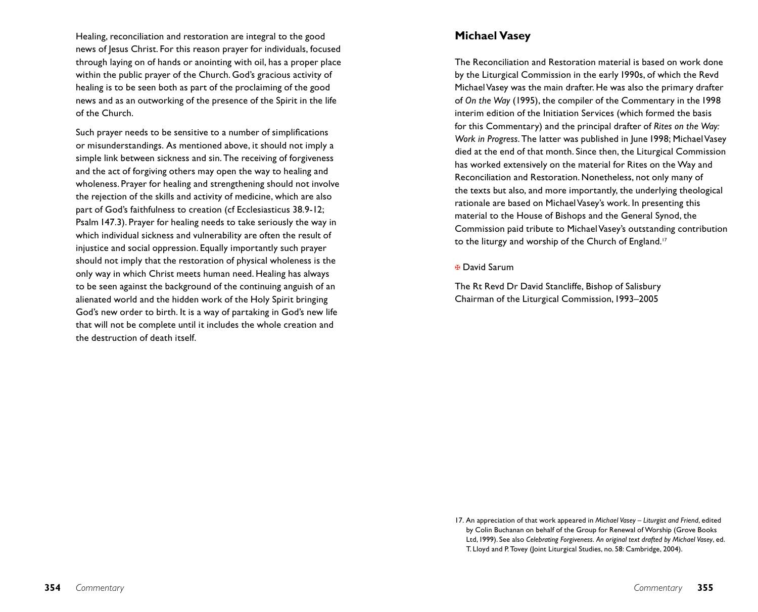Healing, reconciliation and restoration are integral to the good news of Jesus Christ. For this reason prayer for individuals, focused through laying on of hands or anointing with oil, has a proper place within the public prayer of the Church. God's gracious activity of healing is to be seen both as part of the proclaiming of the good news and as an outworking of the presence of the Spirit in the life of the Church.

Such prayer needs to be sensitive to a number of simplifications or misunderstandings. As mentioned above, it should not imply a simple link between sickness and sin. The receiving of forgiveness and the act of forgiving others may open the way to healing and wholeness. Prayer for healing and strengthening should not involve the rejection of the skills and activity of medicine, which are also part of God's faithfulness to creation (cf Ecclesiasticus 38.9-12; Psalm 147.3). Prayer for healing needs to take seriously the way in which individual sickness and vulnerability are often the result of injustice and social oppression. Equally importantly such prayer should not imply that the restoration of physical wholeness is the only way in which Christ meets human need. Healing has always to be seen against the background of the continuing anguish of an alienated world and the hidden work of the Holy Spirit bringing God's new order to birth. It is a way of partaking in God's new life that will not be complete until it includes the whole creation and the destruction of death itself.

## Michael Vasey

The Reconciliation and Restoration material is based on work done by the Liturgical Commission in the early 1990s, of which the Revd Michael Vasey was the main drafter. He was also the primary drafter of *On the Way* (1995), the compiler of the Commentary in the 1998 interim edition of the Initiation Services (which formed the basis for this Commentary) and the principal drafter of *Rites on the Way: Work in Progress*. The latter was published in June 1998; Michael Vasey died at the end of that month. Since then, the Liturgical Commission has worked extensively on the material for Rites on the Way and Reconciliation and Restoration. Nonetheless, not only many of the texts but also, and more importantly, the underlying theological rationale are based on Michael Vasey's work. In presenting this material to the House of Bishops and the General Synod, the Commission paid tribute to Michael Vasey's outstanding contribution to the liturgy and worship of the Church of England.[17]

✠ David Sarum

The Rt Revd Dr David Stancliffe, Bishop of Salisbury
Chairman of the Liturgical Commission, 1993–2005

17. An appreciation of that work appeared in *Michael Vasey – Liturgist and Friend*, edited by Colin Buchanan on behalf of the Group for Renewal of Worship (Grove Books Ltd, 1999). See also *Celebrating Forgiveness. An original text drafted by Michael Vasey*, ed. T. Lloyd and P. Tovey (Joint Liturgical Studies, no. 58: Cambridge, 2004).